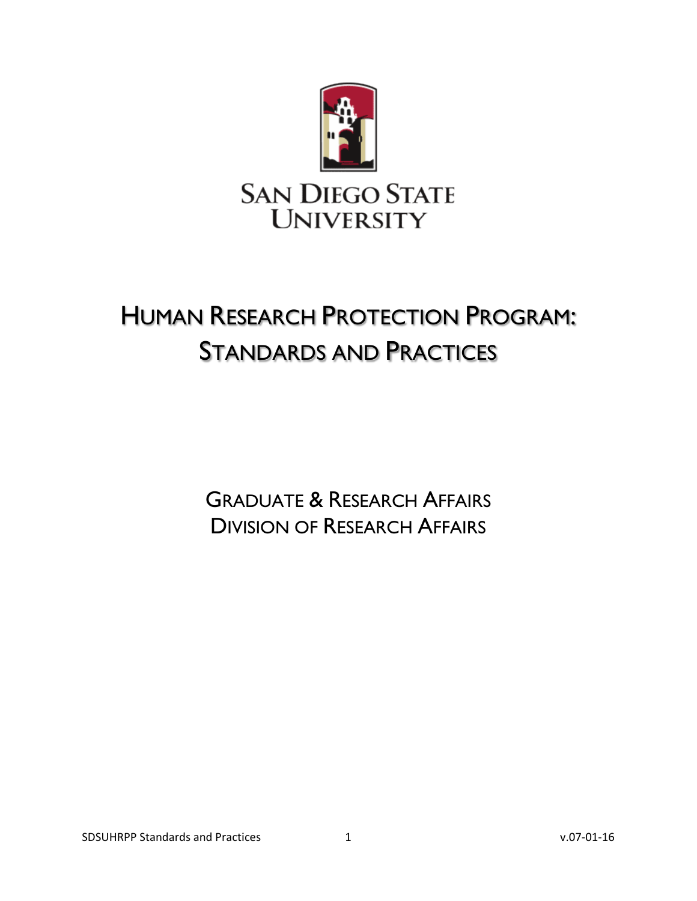San Diego State University

# Human Research Protection Program: Standards and Practices

Graduate & Research Affairs
Division of Research Affairs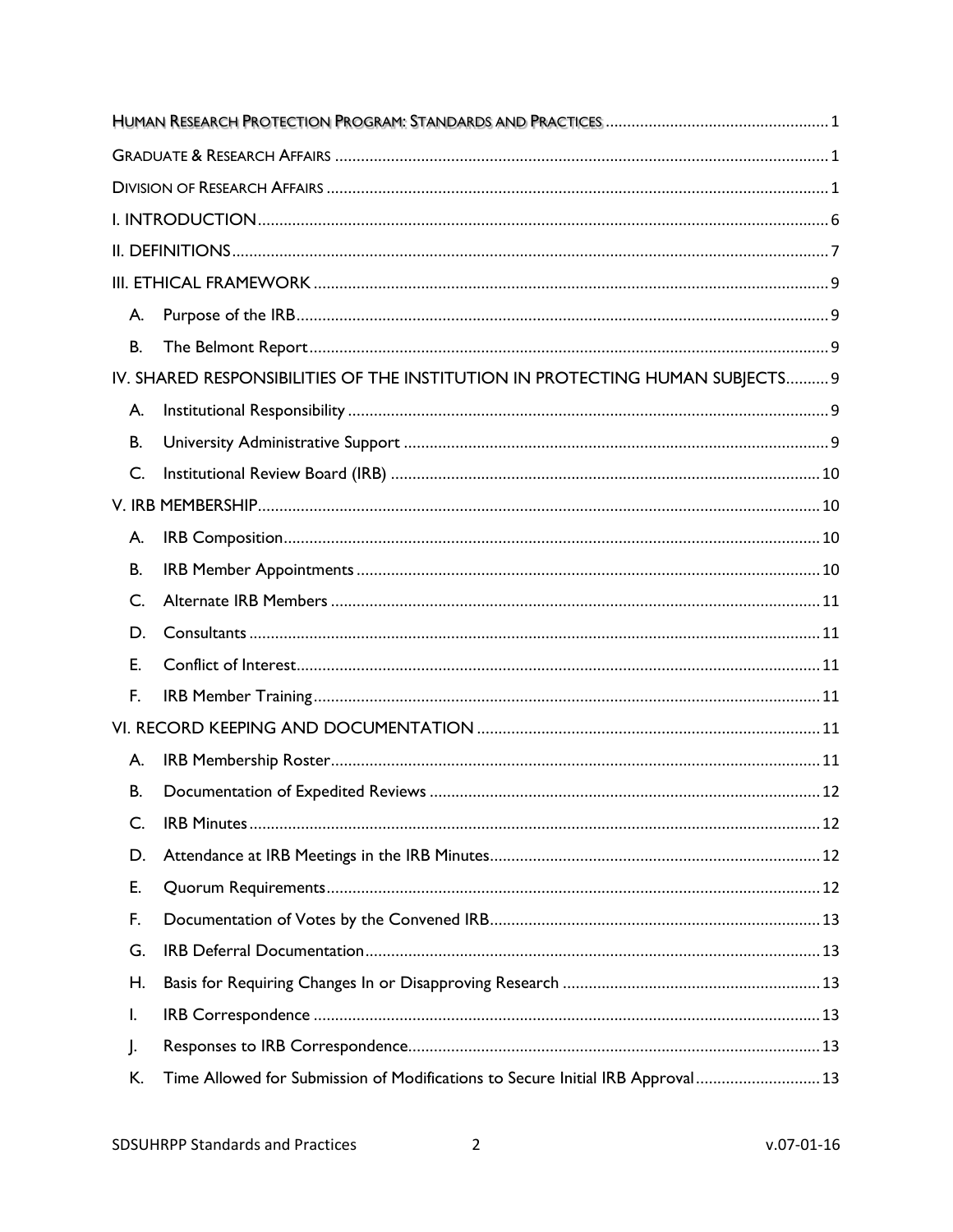HUMAN RESEARCH PROTECTION PROGRAM: STANDARDS AND PRACTICES ..... 1

GRADUATE & RESEARCH AFFAIRS ..... 1

DIVISION OF RESEARCH AFFAIRS ..... 1

I. INTRODUCTION ..... 6

II. DEFINITIONS ..... 7

III. ETHICAL FRAMEWORK ..... 9

- A. Purpose of the IRB ..... 9
- B. The Belmont Report ..... 9

IV. SHARED RESPONSIBILITIES OF THE INSTITUTION IN PROTECTING HUMAN SUBJECTS ..... 9

- A. Institutional Responsibility ..... 9
- B. University Administrative Support ..... 9
- C. Institutional Review Board (IRB) ..... 10

V. IRB MEMBERSHIP ..... 10

- A. IRB Composition ..... 10
- B. IRB Member Appointments ..... 10
- C. Alternate IRB Members ..... 11
- D. Consultants ..... 11
- E. Conflict of Interest ..... 11
- F. IRB Member Training ..... 11

VI. RECORD KEEPING AND DOCUMENTATION ..... 11

- A. IRB Membership Roster ..... 11
- B. Documentation of Expedited Reviews ..... 12
- C. IRB Minutes ..... 12
- D. Attendance at IRB Meetings in the IRB Minutes ..... 12
- E. Quorum Requirements ..... 12
- F. Documentation of Votes by the Convened IRB ..... 13
- G. IRB Deferral Documentation ..... 13
- H. Basis for Requiring Changes In or Disapproving Research ..... 13
- I. IRB Correspondence ..... 13
- J. Responses to IRB Correspondence ..... 13
- K. Time Allowed for Submission of Modifications to Secure Initial IRB Approval ..... 13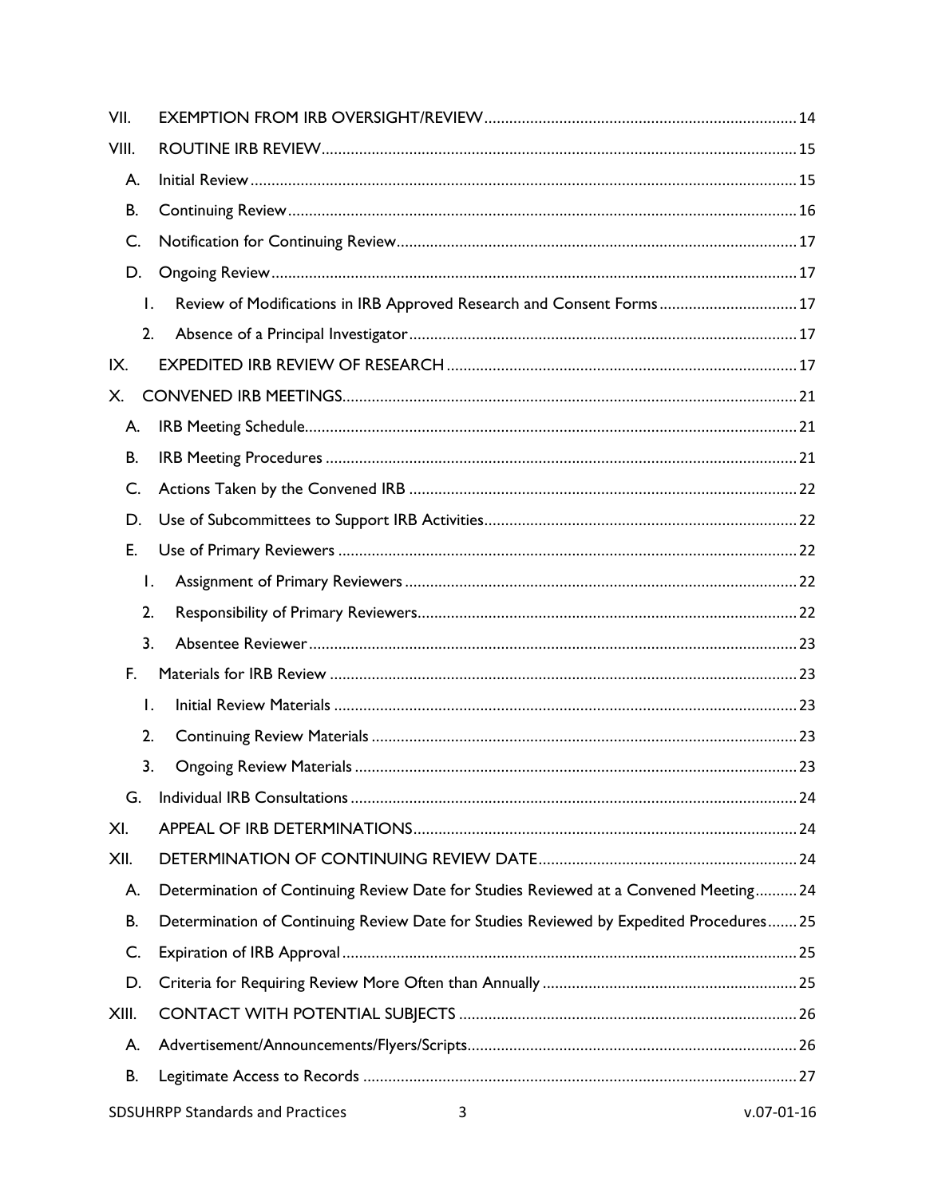VII. EXEMPTION FROM IRB OVERSIGHT/REVIEW .......... 14

VIII. ROUTINE IRB REVIEW .......... 15

- A. Initial Review .......... 15
- B. Continuing Review .......... 16
- C. Notification for Continuing Review .......... 17
- D. Ongoing Review .......... 17
  1. Review of Modifications in IRB Approved Research and Consent Forms .......... 17
  2. Absence of a Principal Investigator .......... 17

IX. EXPEDITED IRB REVIEW OF RESEARCH .......... 17

X. CONVENED IRB MEETINGS .......... 21

- A. IRB Meeting Schedule .......... 21
- B. IRB Meeting Procedures .......... 21
- C. Actions Taken by the Convened IRB .......... 22
- D. Use of Subcommittees to Support IRB Activities .......... 22
- E. Use of Primary Reviewers .......... 22
  1. Assignment of Primary Reviewers .......... 22
  2. Responsibility of Primary Reviewers .......... 22
  3. Absentee Reviewer .......... 23
- F. Materials for IRB Review .......... 23
  1. Initial Review Materials .......... 23
  2. Continuing Review Materials .......... 23
  3. Ongoing Review Materials .......... 23
- G. Individual IRB Consultations .......... 24

XI. APPEAL OF IRB DETERMINATIONS .......... 24

XII. DETERMINATION OF CONTINUING REVIEW DATE .......... 24

- A. Determination of Continuing Review Date for Studies Reviewed at a Convened Meeting .......... 24
- B. Determination of Continuing Review Date for Studies Reviewed by Expedited Procedures .......... 25
- C. Expiration of IRB Approval .......... 25
- D. Criteria for Requiring Review More Often than Annually .......... 25

XIII. CONTACT WITH POTENTIAL SUBJECTS .......... 26

- A. Advertisement/Announcements/Flyers/Scripts .......... 26
- B. Legitimate Access to Records .......... 27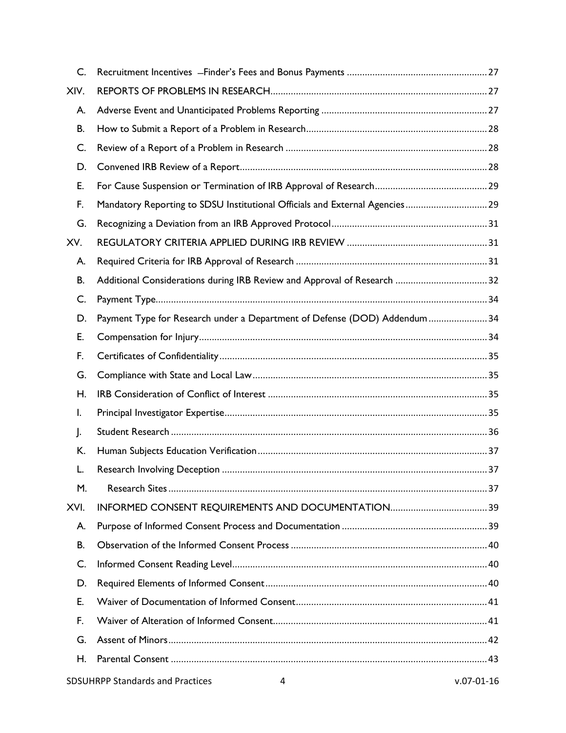C. Recruitment Incentives —Finder's Fees and Bonus Payments ....................................................... 27

XIV. REPORTS OF PROBLEMS IN RESEARCH.................................................................................... 27

A. Adverse Event and Unanticipated Problems Reporting ................................................................ 27

B. How to Submit a Report of a Problem in Research...................................................................... 28

C. Review of a Report of a Problem in Research .............................................................................. 28

D. Convened IRB Review of a Report................................................................................................ 28

E. For Cause Suspension or Termination of IRB Approval of Research............................................ 29

F. Mandatory Reporting to SDSU Institutional Officials and External Agencies................................ 29

G. Recognizing a Deviation from an IRB Approved Protocol............................................................ 31

XV. REGULATORY CRITERIA APPLIED DURING IRB REVIEW ....................................................... 31

A. Required Criteria for IRB Approval of Research .......................................................................... 31

B. Additional Considerations during IRB Review and Approval of Research .................................... 32

C. Payment Type................................................................................................................................ 34

D. Payment Type for Research under a Department of Defense (DOD) Addendum....................... 34

E. Compensation for Injury................................................................................................................ 34

F. Certificates of Confidentiality........................................................................................................ 35

G. Compliance with State and Local Law........................................................................................... 35

H. IRB Consideration of Conflict of Interest ..................................................................................... 35

I. Principal Investigator Expertise...................................................................................................... 35

J. Student Research ........................................................................................................................... 36

K. Human Subjects Education Verification......................................................................................... 37

L. Research Involving Deception ....................................................................................................... 37

M. Research Sites ............................................................................................................................. 37

XVI. INFORMED CONSENT REQUIREMENTS AND DOCUMENTATION...................................... 39

A. Purpose of Informed Consent Process and Documentation ........................................................ 39

B. Observation of the Informed Consent Process ............................................................................ 40

C. Informed Consent Reading Level................................................................................................... 40

D. Required Elements of Informed Consent...................................................................................... 40

E. Waiver of Documentation of Informed Consent........................................................................... 41

F. Waiver of Alteration of Informed Consent................................................................................... 41

G. Assent of Minors............................................................................................................................ 42

H. Parental Consent ........................................................................................................................... 43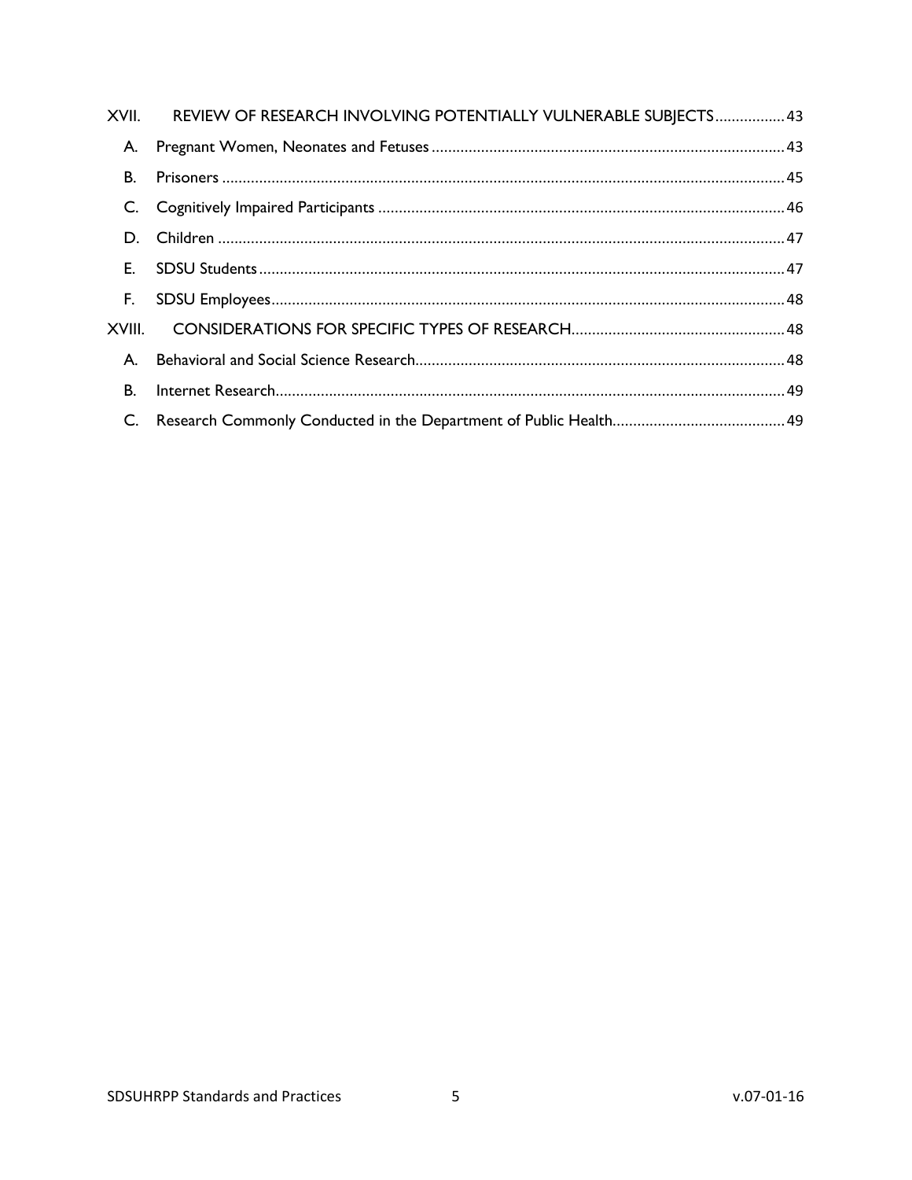XVII. REVIEW OF RESEARCH INVOLVING POTENTIALLY VULNERABLE SUBJECTS ................. 43

A. Pregnant Women, Neonates and Fetuses ................................................................................ 43

B. Prisoners ..................................................................................................................................... 45

C. Cognitively Impaired Participants ............................................................................................ 46

D. Children ....................................................................................................................................... 47

E. SDSU Students ............................................................................................................................ 47

F. SDSU Employees ......................................................................................................................... 48

XVIII. CONSIDERATIONS FOR SPECIFIC TYPES OF RESEARCH .................................................... 48

A. Behavioral and Social Science Research .................................................................................. 48

B. Internet Research ....................................................................................................................... 49

C. Research Commonly Conducted in the Department of Public Health .................................... 49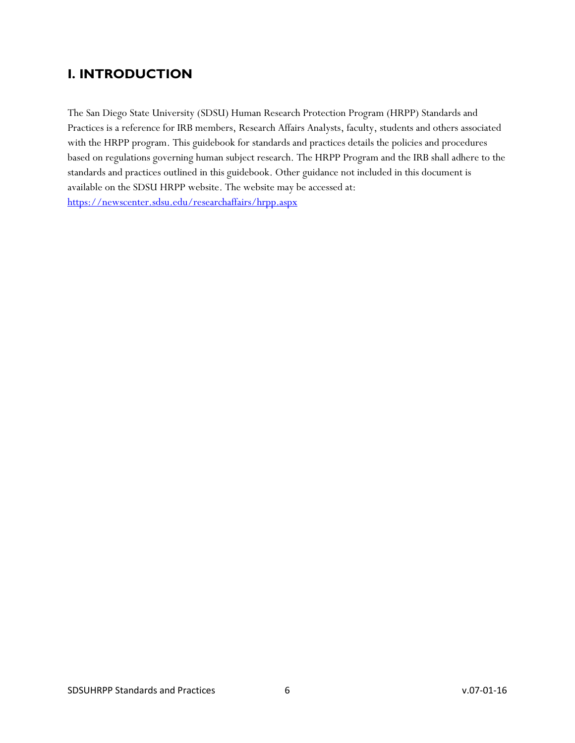# I. INTRODUCTION

The San Diego State University (SDSU) Human Research Protection Program (HRPP) Standards and Practices is a reference for IRB members, Research Affairs Analysts, faculty, students and others associated with the HRPP program. This guidebook for standards and practices details the policies and procedures based on regulations governing human subject research. The HRPP Program and the IRB shall adhere to the standards and practices outlined in this guidebook. Other guidance not included in this document is available on the SDSU HRPP website. The website may be accessed at: [https://newscenter.sdsu.edu/researchaffairs/hrpp.aspx](https://newscenter.sdsu.edu/researchaffairs/hrpp.aspx)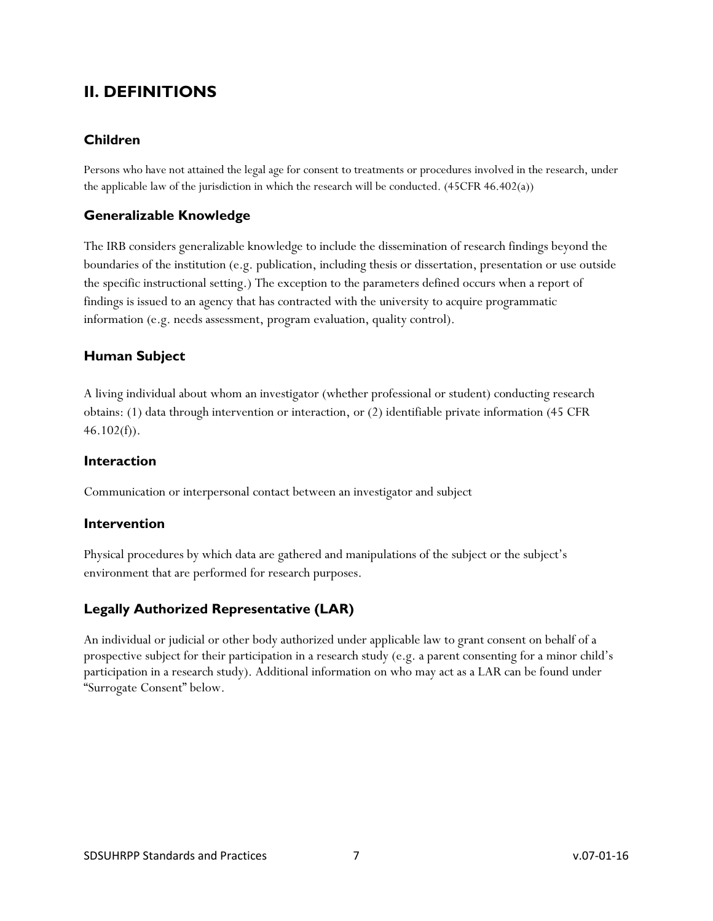## II. DEFINITIONS

### Children

Persons who have not attained the legal age for consent to treatments or procedures involved in the research, under the applicable law of the jurisdiction in which the research will be conducted. (45CFR 46.402(a))

### Generalizable Knowledge

The IRB considers generalizable knowledge to include the dissemination of research findings beyond the boundaries of the institution (e.g. publication, including thesis or dissertation, presentation or use outside the specific instructional setting.) The exception to the parameters defined occurs when a report of findings is issued to an agency that has contracted with the university to acquire programmatic information (e.g. needs assessment, program evaluation, quality control).

### Human Subject

A living individual about whom an investigator (whether professional or student) conducting research obtains: (1) data through intervention or interaction, or (2) identifiable private information (45 CFR 46.102(f)).

### Interaction

Communication or interpersonal contact between an investigator and subject

### Intervention

Physical procedures by which data are gathered and manipulations of the subject or the subject's environment that are performed for research purposes.

### Legally Authorized Representative (LAR)

An individual or judicial or other body authorized under applicable law to grant consent on behalf of a prospective subject for their participation in a research study (e.g. a parent consenting for a minor child's participation in a research study). Additional information on who may act as a LAR can be found under "Surrogate Consent" below.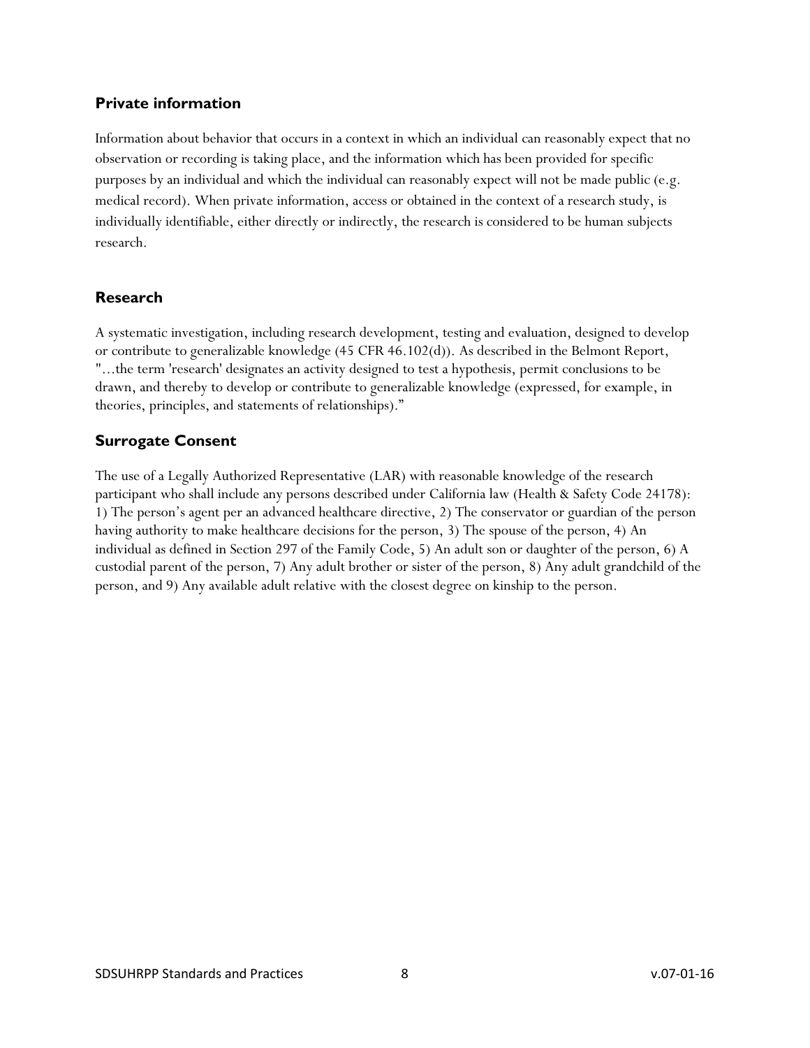## Private information

Information about behavior that occurs in a context in which an individual can reasonably expect that no observation or recording is taking place, and the information which has been provided for specific purposes by an individual and which the individual can reasonably expect will not be made public (e.g. medical record). When private information, access or obtained in the context of a research study, is individually identifiable, either directly or indirectly, the research is considered to be human subjects research.

## Research

A systematic investigation, including research development, testing and evaluation, designed to develop or contribute to generalizable knowledge (45 CFR 46.102(d)). As described in the Belmont Report, "...the term 'research' designates an activity designed to test a hypothesis, permit conclusions to be drawn, and thereby to develop or contribute to generalizable knowledge (expressed, for example, in theories, principles, and statements of relationships)."

## Surrogate Consent

The use of a Legally Authorized Representative (LAR) with reasonable knowledge of the research participant who shall include any persons described under California law (Health & Safety Code 24178): 1) The person's agent per an advanced healthcare directive, 2) The conservator or guardian of the person having authority to make healthcare decisions for the person, 3) The spouse of the person, 4) An individual as defined in Section 297 of the Family Code, 5) An adult son or daughter of the person, 6) A custodial parent of the person, 7) Any adult brother or sister of the person, 8) Any adult grandchild of the person, and 9) Any available adult relative with the closest degree on kinship to the person.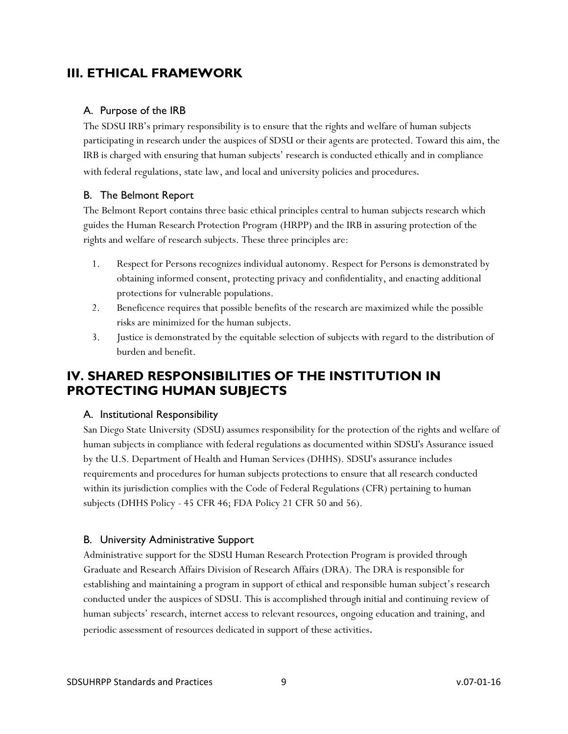## III. ETHICAL FRAMEWORK

### A. Purpose of the IRB

The SDSU IRB's primary responsibility is to ensure that the rights and welfare of human subjects participating in research under the auspices of SDSU or their agents are protected. Toward this aim, the IRB is charged with ensuring that human subjects' research is conducted ethically and in compliance with federal regulations, state law, and local and university policies and procedures.

### B. The Belmont Report

The Belmont Report contains three basic ethical principles central to human subjects research which guides the Human Research Protection Program (HRPP) and the IRB in assuring protection of the rights and welfare of research subjects. These three principles are:

1. Respect for Persons recognizes individual autonomy. Respect for Persons is demonstrated by obtaining informed consent, protecting privacy and confidentiality, and enacting additional protections for vulnerable populations.
2. Beneficence requires that possible benefits of the research are maximized while the possible risks are minimized for the human subjects.
3. Justice is demonstrated by the equitable selection of subjects with regard to the distribution of burden and benefit.

## IV. SHARED RESPONSIBILITIES OF THE INSTITUTION IN PROTECTING HUMAN SUBJECTS

### A. Institutional Responsibility

San Diego State University (SDSU) assumes responsibility for the protection of the rights and welfare of human subjects in compliance with federal regulations as documented within SDSU's Assurance issued by the U.S. Department of Health and Human Services (DHHS). SDSU's assurance includes requirements and procedures for human subjects protections to ensure that all research conducted within its jurisdiction complies with the Code of Federal Regulations (CFR) pertaining to human subjects (DHHS Policy - 45 CFR 46; FDA Policy 21 CFR 50 and 56).

### B. University Administrative Support

Administrative support for the SDSU Human Research Protection Program is provided through Graduate and Research Affairs Division of Research Affairs (DRA). The DRA is responsible for establishing and maintaining a program in support of ethical and responsible human subject's research conducted under the auspices of SDSU. This is accomplished through initial and continuing review of human subjects' research, internet access to relevant resources, ongoing education and training, and periodic assessment of resources dedicated in support of these activities.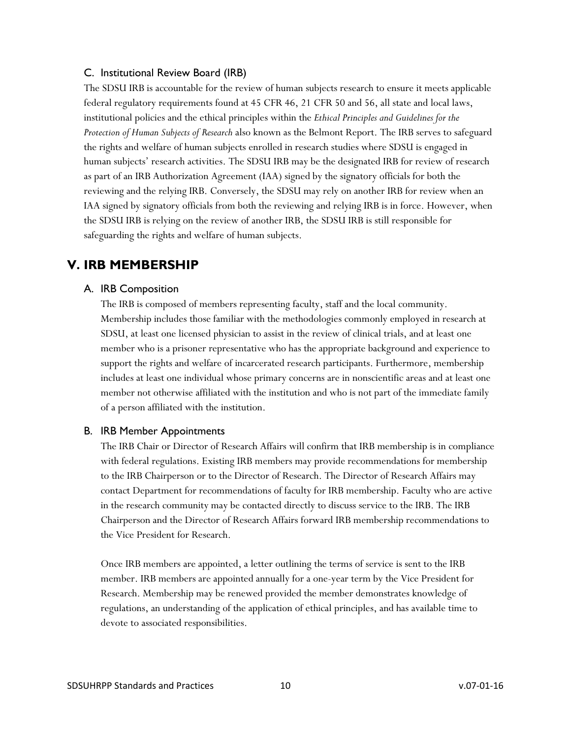### C. Institutional Review Board (IRB)

The SDSU IRB is accountable for the review of human subjects research to ensure it meets applicable federal regulatory requirements found at 45 CFR 46, 21 CFR 50 and 56, all state and local laws, institutional policies and the ethical principles within the *Ethical Principles and Guidelines for the Protection of Human Subjects of Research* also known as the Belmont Report. The IRB serves to safeguard the rights and welfare of human subjects enrolled in research studies where SDSU is engaged in human subjects' research activities. The SDSU IRB may be the designated IRB for review of research as part of an IRB Authorization Agreement (IAA) signed by the signatory officials for both the reviewing and the relying IRB. Conversely, the SDSU may rely on another IRB for review when an IAA signed by signatory officials from both the reviewing and relying IRB is in force. However, when the SDSU IRB is relying on the review of another IRB, the SDSU IRB is still responsible for safeguarding the rights and welfare of human subjects.

## V. IRB MEMBERSHIP

### A. IRB Composition

The IRB is composed of members representing faculty, staff and the local community. Membership includes those familiar with the methodologies commonly employed in research at SDSU, at least one licensed physician to assist in the review of clinical trials, and at least one member who is a prisoner representative who has the appropriate background and experience to support the rights and welfare of incarcerated research participants. Furthermore, membership includes at least one individual whose primary concerns are in nonscientific areas and at least one member not otherwise affiliated with the institution and who is not part of the immediate family of a person affiliated with the institution.

### B. IRB Member Appointments

The IRB Chair or Director of Research Affairs will confirm that IRB membership is in compliance with federal regulations. Existing IRB members may provide recommendations for membership to the IRB Chairperson or to the Director of Research. The Director of Research Affairs may contact Department for recommendations of faculty for IRB membership. Faculty who are active in the research community may be contacted directly to discuss service to the IRB. The IRB Chairperson and the Director of Research Affairs forward IRB membership recommendations to the Vice President for Research.

Once IRB members are appointed, a letter outlining the terms of service is sent to the IRB member. IRB members are appointed annually for a one-year term by the Vice President for Research. Membership may be renewed provided the member demonstrates knowledge of regulations, an understanding of the application of ethical principles, and has available time to devote to associated responsibilities.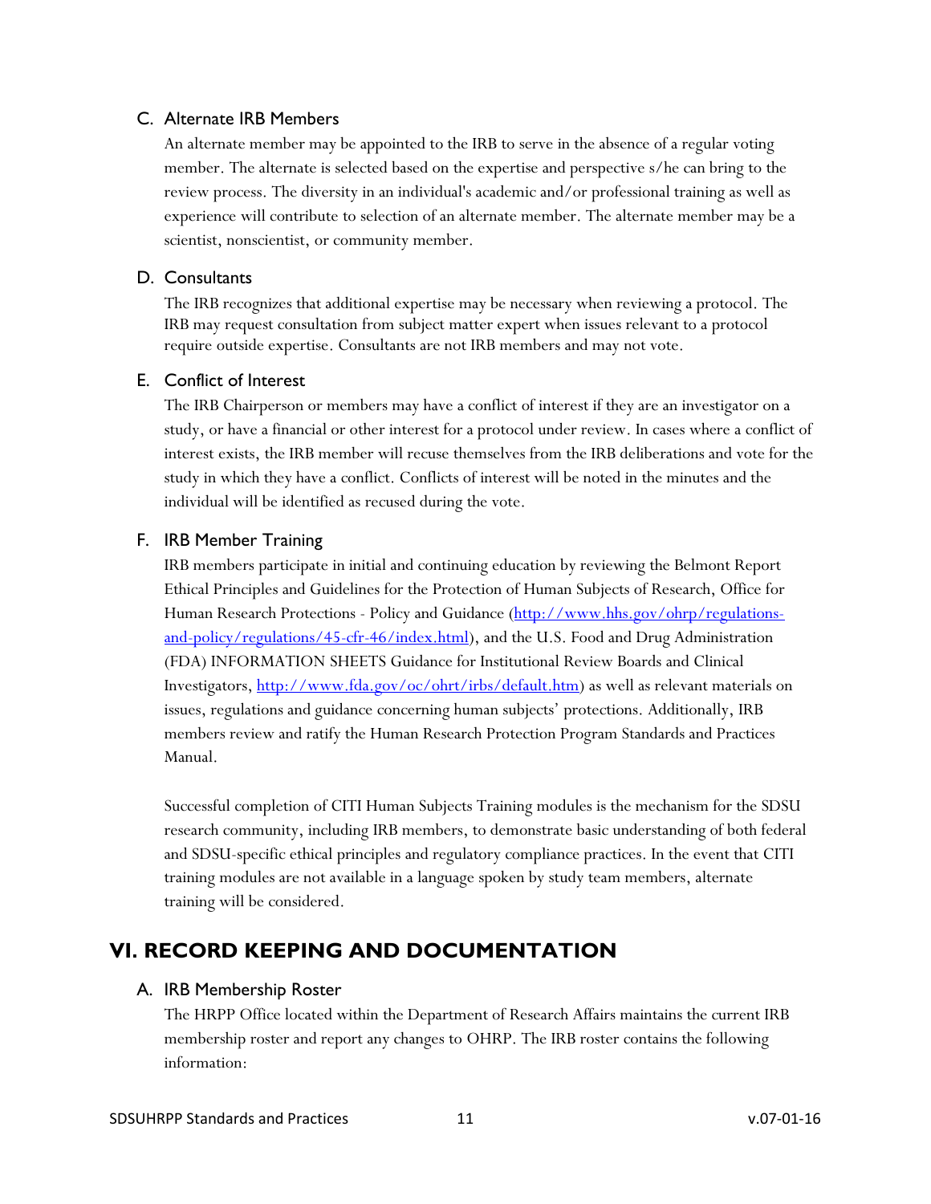### C. Alternate IRB Members

An alternate member may be appointed to the IRB to serve in the absence of a regular voting member. The alternate is selected based on the expertise and perspective s/he can bring to the review process. The diversity in an individual's academic and/or professional training as well as experience will contribute to selection of an alternate member. The alternate member may be a scientist, nonscientist, or community member.

### D. Consultants

The IRB recognizes that additional expertise may be necessary when reviewing a protocol. The IRB may request consultation from subject matter expert when issues relevant to a protocol require outside expertise. Consultants are not IRB members and may not vote.

### E. Conflict of Interest

The IRB Chairperson or members may have a conflict of interest if they are an investigator on a study, or have a financial or other interest for a protocol under review. In cases where a conflict of interest exists, the IRB member will recuse themselves from the IRB deliberations and vote for the study in which they have a conflict. Conflicts of interest will be noted in the minutes and the individual will be identified as recused during the vote.

### F. IRB Member Training

IRB members participate in initial and continuing education by reviewing the Belmont Report Ethical Principles and Guidelines for the Protection of Human Subjects of Research, Office for Human Research Protections - Policy and Guidance (http://www.hhs.gov/ohrp/regulations-and-policy/regulations/45-cfr-46/index.html), and the U.S. Food and Drug Administration (FDA) INFORMATION SHEETS Guidance for Institutional Review Boards and Clinical Investigators, http://www.fda.gov/oc/ohrt/irbs/default.htm) as well as relevant materials on issues, regulations and guidance concerning human subjects' protections. Additionally, IRB members review and ratify the Human Research Protection Program Standards and Practices Manual.

Successful completion of CITI Human Subjects Training modules is the mechanism for the SDSU research community, including IRB members, to demonstrate basic understanding of both federal and SDSU-specific ethical principles and regulatory compliance practices. In the event that CITI training modules are not available in a language spoken by study team members, alternate training will be considered.

## VI. RECORD KEEPING AND DOCUMENTATION

### A. IRB Membership Roster

The HRPP Office located within the Department of Research Affairs maintains the current IRB membership roster and report any changes to OHRP. The IRB roster contains the following information: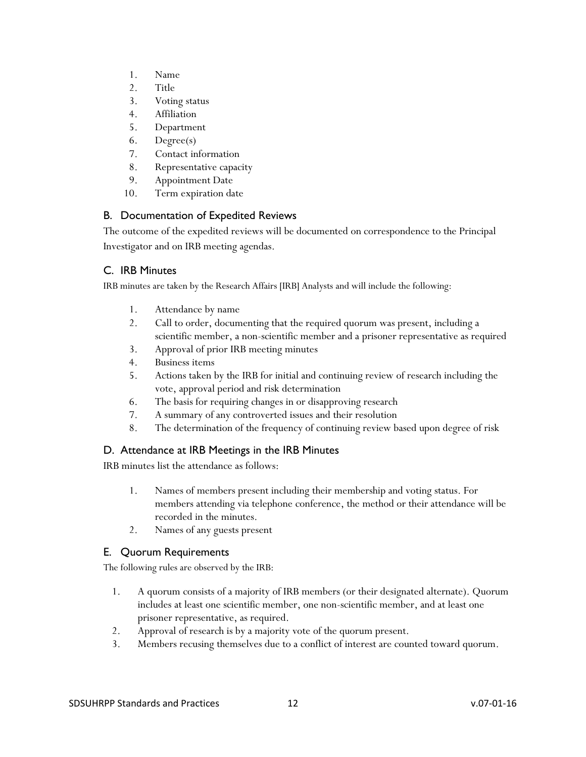1. Name
2. Title
3. Voting status
4. Affiliation
5. Department
6. Degree(s)
7. Contact information
8. Representative capacity
9. Appointment Date
10. Term expiration date

## B. Documentation of Expedited Reviews

The outcome of the expedited reviews will be documented on correspondence to the Principal Investigator and on IRB meeting agendas.

## C. IRB Minutes

IRB minutes are taken by the Research Affairs [IRB] Analysts and will include the following:

1. Attendance by name
2. Call to order, documenting that the required quorum was present, including a scientific member, a non-scientific member and a prisoner representative as required
3. Approval of prior IRB meeting minutes
4. Business items
5. Actions taken by the IRB for initial and continuing review of research including the vote, approval period and risk determination
6. The basis for requiring changes in or disapproving research
7. A summary of any controverted issues and their resolution
8. The determination of the frequency of continuing review based upon degree of risk

## D. Attendance at IRB Meetings in the IRB Minutes

IRB minutes list the attendance as follows:

1. Names of members present including their membership and voting status. For members attending via telephone conference, the method or their attendance will be recorded in the minutes.
2. Names of any guests present

## E. Quorum Requirements

The following rules are observed by the IRB:

1. A quorum consists of a majority of IRB members (or their designated alternate). Quorum includes at least one scientific member, one non-scientific member, and at least one prisoner representative, as required.
2. Approval of research is by a majority vote of the quorum present.
3. Members recusing themselves due to a conflict of interest are counted toward quorum.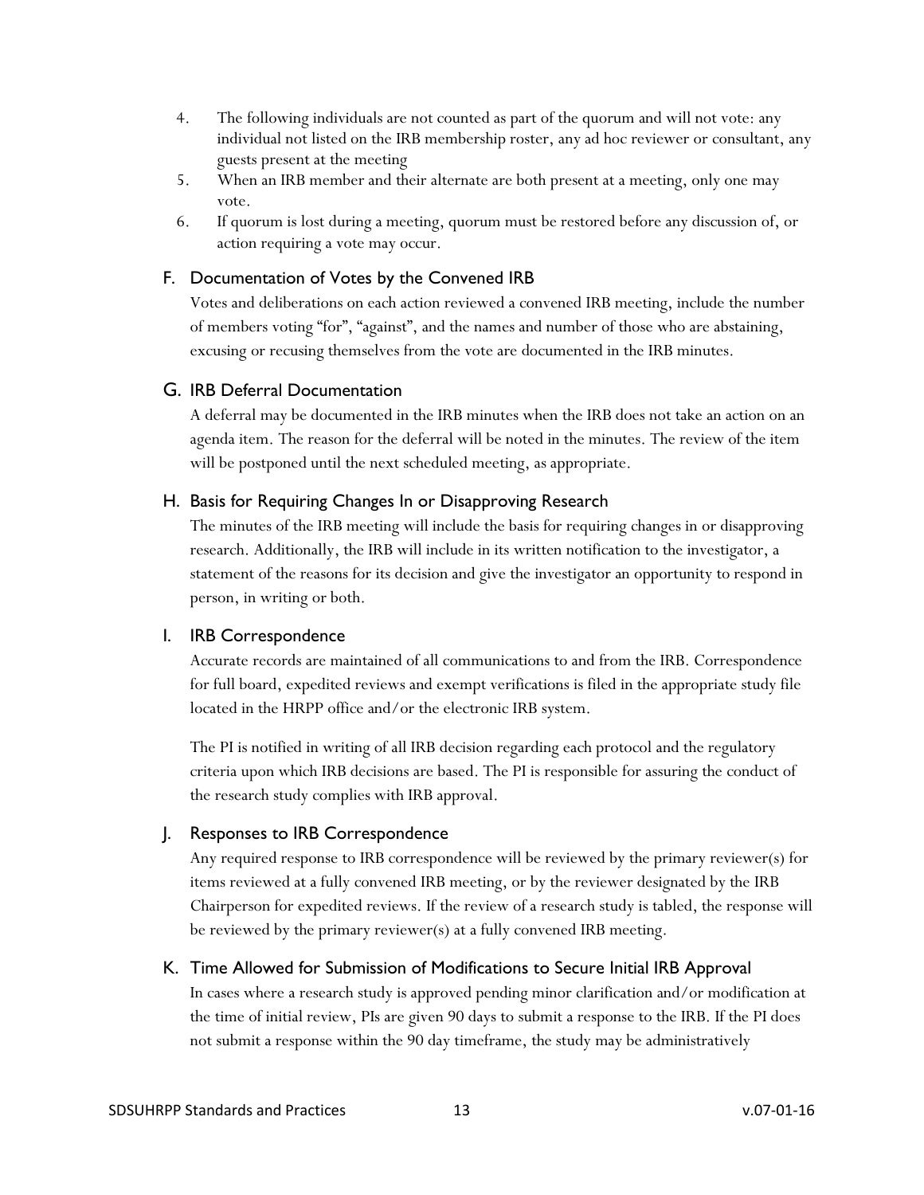4. The following individuals are not counted as part of the quorum and will not vote: any individual not listed on the IRB membership roster, any ad hoc reviewer or consultant, any guests present at the meeting
5. When an IRB member and their alternate are both present at a meeting, only one may vote.
6. If quorum is lost during a meeting, quorum must be restored before any discussion of, or action requiring a vote may occur.

## F. Documentation of Votes by the Convened IRB

Votes and deliberations on each action reviewed a convened IRB meeting, include the number of members voting "for", "against", and the names and number of those who are abstaining, excusing or recusing themselves from the vote are documented in the IRB minutes.

## G. IRB Deferral Documentation

A deferral may be documented in the IRB minutes when the IRB does not take an action on an agenda item. The reason for the deferral will be noted in the minutes. The review of the item will be postponed until the next scheduled meeting, as appropriate.

## H. Basis for Requiring Changes In or Disapproving Research

The minutes of the IRB meeting will include the basis for requiring changes in or disapproving research. Additionally, the IRB will include in its written notification to the investigator, a statement of the reasons for its decision and give the investigator an opportunity to respond in person, in writing or both.

## I. IRB Correspondence

Accurate records are maintained of all communications to and from the IRB. Correspondence for full board, expedited reviews and exempt verifications is filed in the appropriate study file located in the HRPP office and/or the electronic IRB system.

The PI is notified in writing of all IRB decision regarding each protocol and the regulatory criteria upon which IRB decisions are based. The PI is responsible for assuring the conduct of the research study complies with IRB approval.

## J. Responses to IRB Correspondence

Any required response to IRB correspondence will be reviewed by the primary reviewer(s) for items reviewed at a fully convened IRB meeting, or by the reviewer designated by the IRB Chairperson for expedited reviews. If the review of a research study is tabled, the response will be reviewed by the primary reviewer(s) at a fully convened IRB meeting.

## K. Time Allowed for Submission of Modifications to Secure Initial IRB Approval

In cases where a research study is approved pending minor clarification and/or modification at the time of initial review, PIs are given 90 days to submit a response to the IRB. If the PI does not submit a response within the 90 day timeframe, the study may be administratively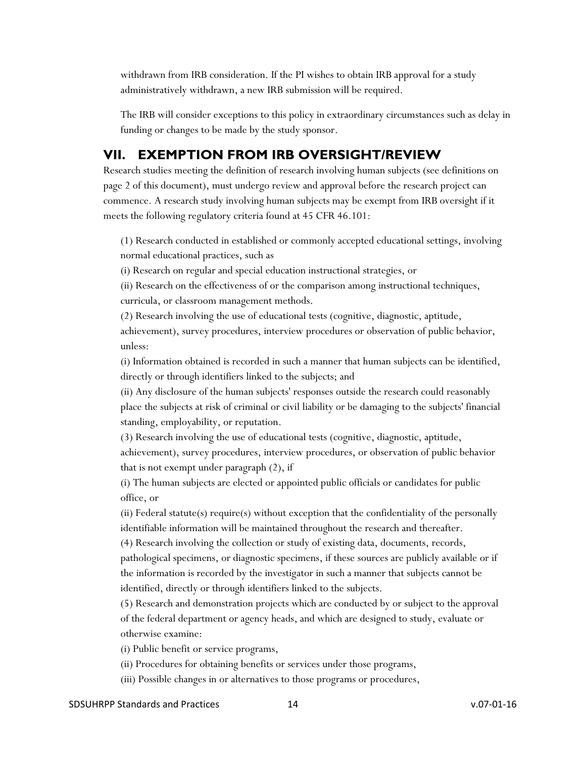withdrawn from IRB consideration. If the PI wishes to obtain IRB approval for a study administratively withdrawn, a new IRB submission will be required.

The IRB will consider exceptions to this policy in extraordinary circumstances such as delay in funding or changes to be made by the study sponsor.

## VII. EXEMPTION FROM IRB OVERSIGHT/REVIEW

Research studies meeting the definition of research involving human subjects (see definitions on page 2 of this document), must undergo review and approval before the research project can commence. A research study involving human subjects may be exempt from IRB oversight if it meets the following regulatory criteria found at 45 CFR 46.101:

(1) Research conducted in established or commonly accepted educational settings, involving normal educational practices, such as
(i) Research on regular and special education instructional strategies, or
(ii) Research on the effectiveness of or the comparison among instructional techniques, curricula, or classroom management methods.
(2) Research involving the use of educational tests (cognitive, diagnostic, aptitude, achievement), survey procedures, interview procedures or observation of public behavior, unless:
(i) Information obtained is recorded in such a manner that human subjects can be identified, directly or through identifiers linked to the subjects; and
(ii) Any disclosure of the human subjects' responses outside the research could reasonably place the subjects at risk of criminal or civil liability or be damaging to the subjects' financial standing, employability, or reputation.
(3) Research involving the use of educational tests (cognitive, diagnostic, aptitude, achievement), survey procedures, interview procedures, or observation of public behavior that is not exempt under paragraph (2), if
(i) The human subjects are elected or appointed public officials or candidates for public office, or
(ii) Federal statute(s) require(s) without exception that the confidentiality of the personally identifiable information will be maintained throughout the research and thereafter.
(4) Research involving the collection or study of existing data, documents, records, pathological specimens, or diagnostic specimens, if these sources are publicly available or if the information is recorded by the investigator in such a manner that subjects cannot be identified, directly or through identifiers linked to the subjects.
(5) Research and demonstration projects which are conducted by or subject to the approval of the federal department or agency heads, and which are designed to study, evaluate or otherwise examine:
(i) Public benefit or service programs,
(ii) Procedures for obtaining benefits or services under those programs,
(iii) Possible changes in or alternatives to those programs or procedures,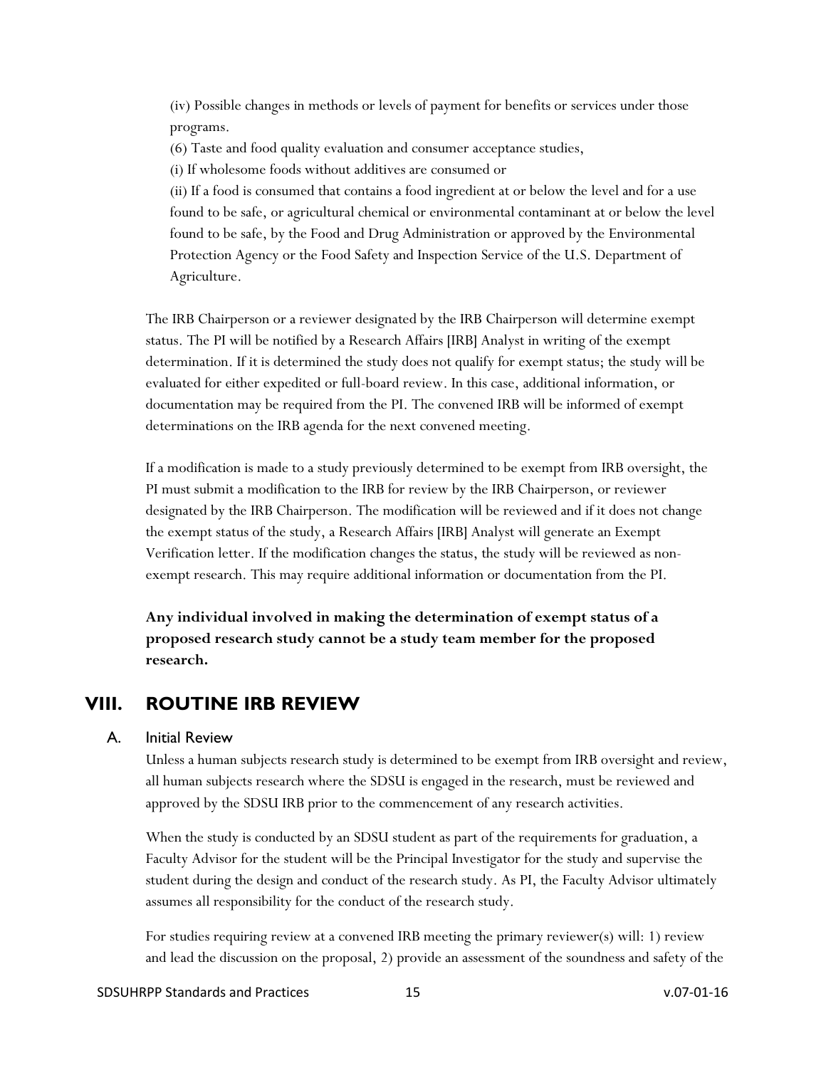(iv) Possible changes in methods or levels of payment for benefits or services under those programs.

(6) Taste and food quality evaluation and consumer acceptance studies,

(i) If wholesome foods without additives are consumed or

(ii) If a food is consumed that contains a food ingredient at or below the level and for a use found to be safe, or agricultural chemical or environmental contaminant at or below the level found to be safe, by the Food and Drug Administration or approved by the Environmental Protection Agency or the Food Safety and Inspection Service of the U.S. Department of Agriculture.

The IRB Chairperson or a reviewer designated by the IRB Chairperson will determine exempt status. The PI will be notified by a Research Affairs [IRB] Analyst in writing of the exempt determination. If it is determined the study does not qualify for exempt status; the study will be evaluated for either expedited or full-board review. In this case, additional information, or documentation may be required from the PI. The convened IRB will be informed of exempt determinations on the IRB agenda for the next convened meeting.

If a modification is made to a study previously determined to be exempt from IRB oversight, the PI must submit a modification to the IRB for review by the IRB Chairperson, or reviewer designated by the IRB Chairperson. The modification will be reviewed and if it does not change the exempt status of the study, a Research Affairs [IRB] Analyst will generate an Exempt Verification letter. If the modification changes the status, the study will be reviewed as non-exempt research. This may require additional information or documentation from the PI.

**Any individual involved in making the determination of exempt status of a proposed research study cannot be a study team member for the proposed research.**

# VIII. ROUTINE IRB REVIEW

## A. Initial Review

Unless a human subjects research study is determined to be exempt from IRB oversight and review, all human subjects research where the SDSU is engaged in the research, must be reviewed and approved by the SDSU IRB prior to the commencement of any research activities.

When the study is conducted by an SDSU student as part of the requirements for graduation, a Faculty Advisor for the student will be the Principal Investigator for the study and supervise the student during the design and conduct of the research study. As PI, the Faculty Advisor ultimately assumes all responsibility for the conduct of the research study.

For studies requiring review at a convened IRB meeting the primary reviewer(s) will: 1) review and lead the discussion on the proposal, 2) provide an assessment of the soundness and safety of the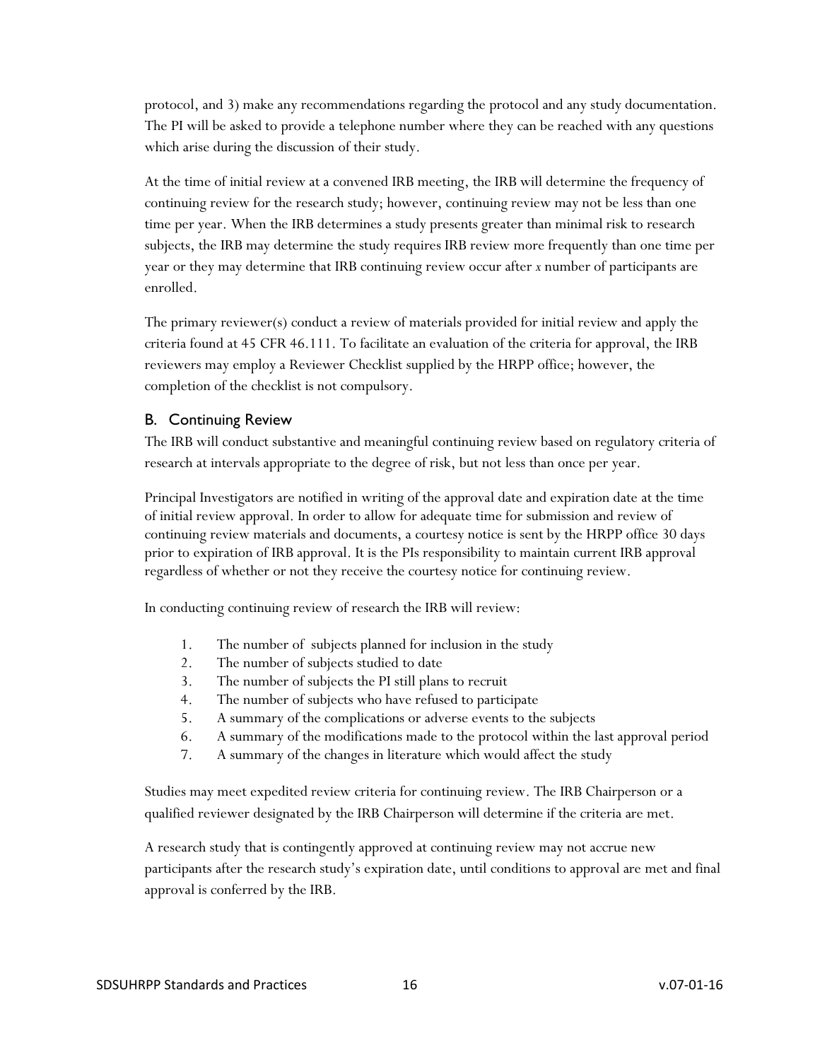protocol, and 3) make any recommendations regarding the protocol and any study documentation. The PI will be asked to provide a telephone number where they can be reached with any questions which arise during the discussion of their study.

At the time of initial review at a convened IRB meeting, the IRB will determine the frequency of continuing review for the research study; however, continuing review may not be less than one time per year. When the IRB determines a study presents greater than minimal risk to research subjects, the IRB may determine the study requires IRB review more frequently than one time per year or they may determine that IRB continuing review occur after *x* number of participants are enrolled.

The primary reviewer(s) conduct a review of materials provided for initial review and apply the criteria found at 45 CFR 46.111. To facilitate an evaluation of the criteria for approval, the IRB reviewers may employ a Reviewer Checklist supplied by the HRPP office; however, the completion of the checklist is not compulsory.

## B. Continuing Review

The IRB will conduct substantive and meaningful continuing review based on regulatory criteria of research at intervals appropriate to the degree of risk, but not less than once per year.

Principal Investigators are notified in writing of the approval date and expiration date at the time of initial review approval. In order to allow for adequate time for submission and review of continuing review materials and documents, a courtesy notice is sent by the HRPP office 30 days prior to expiration of IRB approval. It is the PIs responsibility to maintain current IRB approval regardless of whether or not they receive the courtesy notice for continuing review.

In conducting continuing review of research the IRB will review:

1. The number of subjects planned for inclusion in the study
2. The number of subjects studied to date
3. The number of subjects the PI still plans to recruit
4. The number of subjects who have refused to participate
5. A summary of the complications or adverse events to the subjects
6. A summary of the modifications made to the protocol within the last approval period
7. A summary of the changes in literature which would affect the study

Studies may meet expedited review criteria for continuing review. The IRB Chairperson or a qualified reviewer designated by the IRB Chairperson will determine if the criteria are met.

A research study that is contingently approved at continuing review may not accrue new participants after the research study's expiration date, until conditions to approval are met and final approval is conferred by the IRB.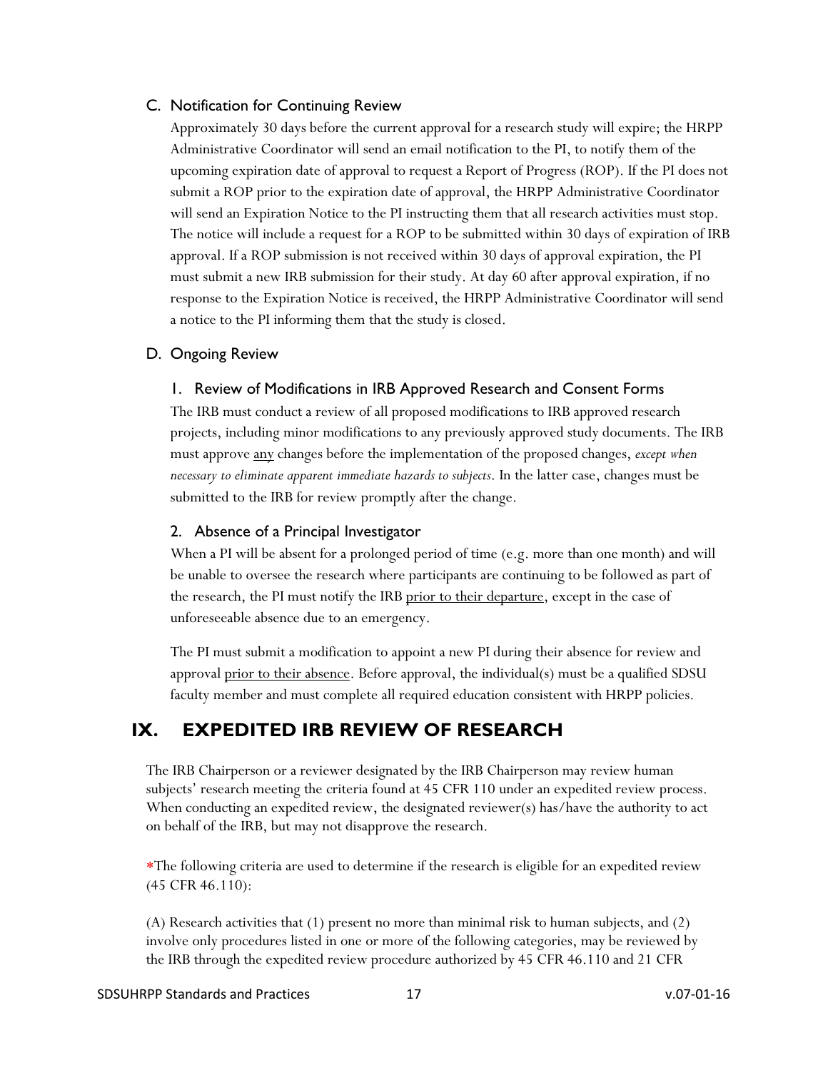### C. Notification for Continuing Review

Approximately 30 days before the current approval for a research study will expire; the HRPP Administrative Coordinator will send an email notification to the PI, to notify them of the upcoming expiration date of approval to request a Report of Progress (ROP). If the PI does not submit a ROP prior to the expiration date of approval, the HRPP Administrative Coordinator will send an Expiration Notice to the PI instructing them that all research activities must stop. The notice will include a request for a ROP to be submitted within 30 days of expiration of IRB approval. If a ROP submission is not received within 30 days of approval expiration, the PI must submit a new IRB submission for their study. At day 60 after approval expiration, if no response to the Expiration Notice is received, the HRPP Administrative Coordinator will send a notice to the PI informing them that the study is closed.

### D. Ongoing Review

#### 1. Review of Modifications in IRB Approved Research and Consent Forms

The IRB must conduct a review of all proposed modifications to IRB approved research projects, including minor modifications to any previously approved study documents. The IRB must approve <u>any</u> changes before the implementation of the proposed changes, *except when necessary to eliminate apparent immediate hazards to subjects*. In the latter case, changes must be submitted to the IRB for review promptly after the change.

#### 2. Absence of a Principal Investigator

When a PI will be absent for a prolonged period of time (e.g. more than one month) and will be unable to oversee the research where participants are continuing to be followed as part of the research, the PI must notify the IRB <u>prior to their departure</u>, except in the case of unforeseeable absence due to an emergency.

The PI must submit a modification to appoint a new PI during their absence for review and approval <u>prior to their absence</u>. Before approval, the individual(s) must be a qualified SDSU faculty member and must complete all required education consistent with HRPP policies.

## IX. EXPEDITED IRB REVIEW OF RESEARCH

The IRB Chairperson or a reviewer designated by the IRB Chairperson may review human subjects' research meeting the criteria found at 45 CFR 110 under an expedited review process. When conducting an expedited review, the designated reviewer(s) has/have the authority to act on behalf of the IRB, but may not disapprove the research.

*The following criteria are used to determine if the research is eligible for an expedited review (45 CFR 46.110):

(A) Research activities that (1) present no more than minimal risk to human subjects, and (2) involve only procedures listed in one or more of the following categories, may be reviewed by the IRB through the expedited review procedure authorized by 45 CFR 46.110 and 21 CFR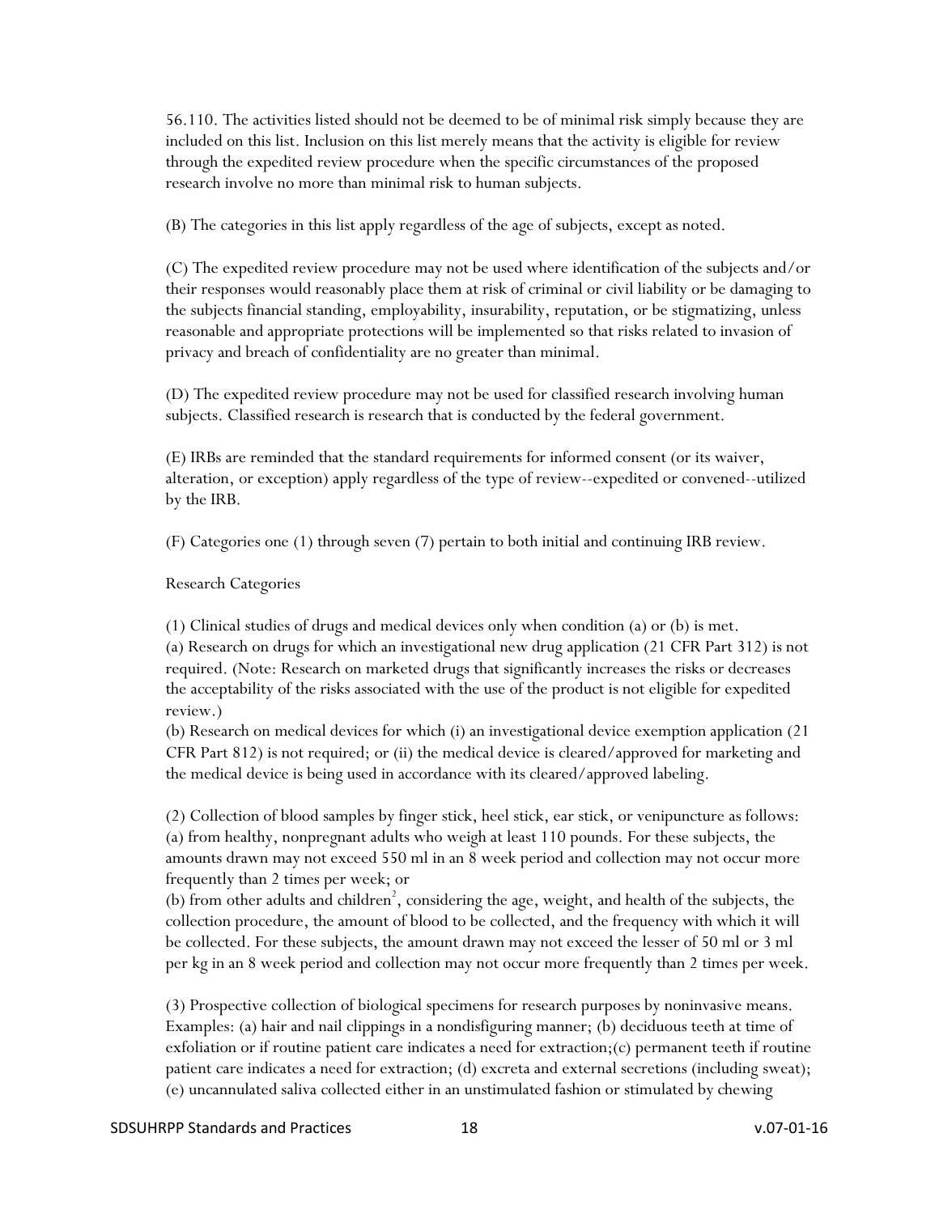56.110. The activities listed should not be deemed to be of minimal risk simply because they are included on this list. Inclusion on this list merely means that the activity is eligible for review through the expedited review procedure when the specific circumstances of the proposed research involve no more than minimal risk to human subjects.

(B) The categories in this list apply regardless of the age of subjects, except as noted.

(C) The expedited review procedure may not be used where identification of the subjects and/or their responses would reasonably place them at risk of criminal or civil liability or be damaging to the subjects financial standing, employability, insurability, reputation, or be stigmatizing, unless reasonable and appropriate protections will be implemented so that risks related to invasion of privacy and breach of confidentiality are no greater than minimal.

(D) The expedited review procedure may not be used for classified research involving human subjects. Classified research is research that is conducted by the federal government.

(E) IRBs are reminded that the standard requirements for informed consent (or its waiver, alteration, or exception) apply regardless of the type of review--expedited or convened--utilized by the IRB.

(F) Categories one (1) through seven (7) pertain to both initial and continuing IRB review.

Research Categories

(1) Clinical studies of drugs and medical devices only when condition (a) or (b) is met.
(a) Research on drugs for which an investigational new drug application (21 CFR Part 312) is not required. (Note: Research on marketed drugs that significantly increases the risks or decreases the acceptability of the risks associated with the use of the product is not eligible for expedited review.)
(b) Research on medical devices for which (i) an investigational device exemption application (21 CFR Part 812) is not required; or (ii) the medical device is cleared/approved for marketing and the medical device is being used in accordance with its cleared/approved labeling.

(2) Collection of blood samples by finger stick, heel stick, ear stick, or venipuncture as follows:
(a) from healthy, nonpregnant adults who weigh at least 110 pounds. For these subjects, the amounts drawn may not exceed 550 ml in an 8 week period and collection may not occur more frequently than 2 times per week; or
(b) from other adults and children[2], considering the age, weight, and health of the subjects, the collection procedure, the amount of blood to be collected, and the frequency with which it will be collected. For these subjects, the amount drawn may not exceed the lesser of 50 ml or 3 ml per kg in an 8 week period and collection may not occur more frequently than 2 times per week.

(3) Prospective collection of biological specimens for research purposes by noninvasive means. Examples: (a) hair and nail clippings in a nondisfiguring manner; (b) deciduous teeth at time of exfoliation or if routine patient care indicates a need for extraction;(c) permanent teeth if routine patient care indicates a need for extraction; (d) excreta and external secretions (including sweat); (e) uncannulated saliva collected either in an unstimulated fashion or stimulated by chewing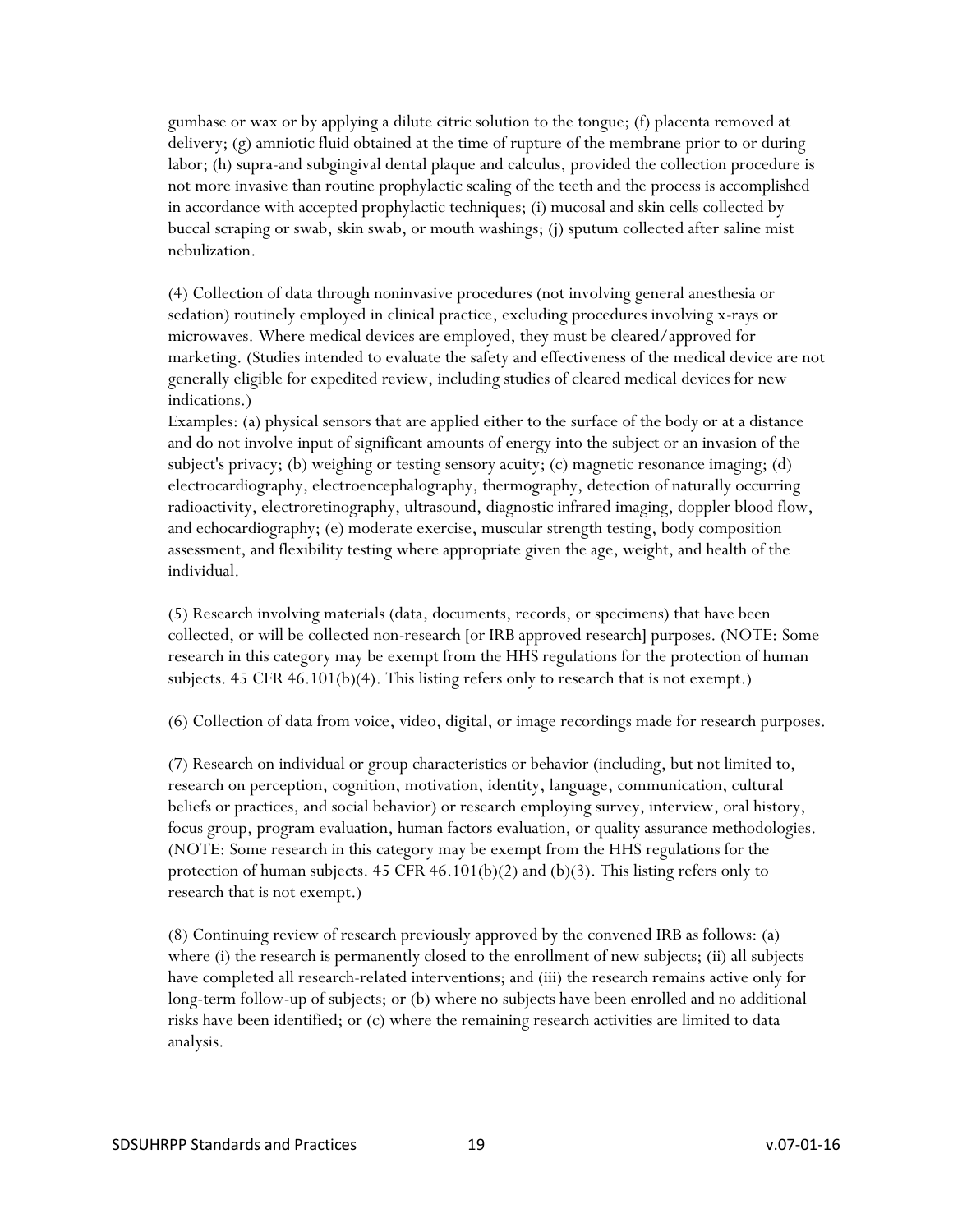gumbase or wax or by applying a dilute citric solution to the tongue; (f) placenta removed at delivery; (g) amniotic fluid obtained at the time of rupture of the membrane prior to or during labor; (h) supra-and subgingival dental plaque and calculus, provided the collection procedure is not more invasive than routine prophylactic scaling of the teeth and the process is accomplished in accordance with accepted prophylactic techniques; (i) mucosal and skin cells collected by buccal scraping or swab, skin swab, or mouth washings; (j) sputum collected after saline mist nebulization.

(4) Collection of data through noninvasive procedures (not involving general anesthesia or sedation) routinely employed in clinical practice, excluding procedures involving x-rays or microwaves. Where medical devices are employed, they must be cleared/approved for marketing. (Studies intended to evaluate the safety and effectiveness of the medical device are not generally eligible for expedited review, including studies of cleared medical devices for new indications.)
Examples: (a) physical sensors that are applied either to the surface of the body or at a distance and do not involve input of significant amounts of energy into the subject or an invasion of the subject's privacy; (b) weighing or testing sensory acuity; (c) magnetic resonance imaging; (d) electrocardiography, electroencephalography, thermography, detection of naturally occurring radioactivity, electroretinography, ultrasound, diagnostic infrared imaging, doppler blood flow, and echocardiography; (e) moderate exercise, muscular strength testing, body composition assessment, and flexibility testing where appropriate given the age, weight, and health of the individual.

(5) Research involving materials (data, documents, records, or specimens) that have been collected, or will be collected non-research [or IRB approved research] purposes. (NOTE: Some research in this category may be exempt from the HHS regulations for the protection of human subjects. 45 CFR 46.101(b)(4). This listing refers only to research that is not exempt.)

(6) Collection of data from voice, video, digital, or image recordings made for research purposes.

(7) Research on individual or group characteristics or behavior (including, but not limited to, research on perception, cognition, motivation, identity, language, communication, cultural beliefs or practices, and social behavior) or research employing survey, interview, oral history, focus group, program evaluation, human factors evaluation, or quality assurance methodologies. (NOTE: Some research in this category may be exempt from the HHS regulations for the protection of human subjects. 45 CFR 46.101(b)(2) and (b)(3). This listing refers only to research that is not exempt.)

(8) Continuing review of research previously approved by the convened IRB as follows: (a) where (i) the research is permanently closed to the enrollment of new subjects; (ii) all subjects have completed all research-related interventions; and (iii) the research remains active only for long-term follow-up of subjects; or (b) where no subjects have been enrolled and no additional risks have been identified; or (c) where the remaining research activities are limited to data analysis.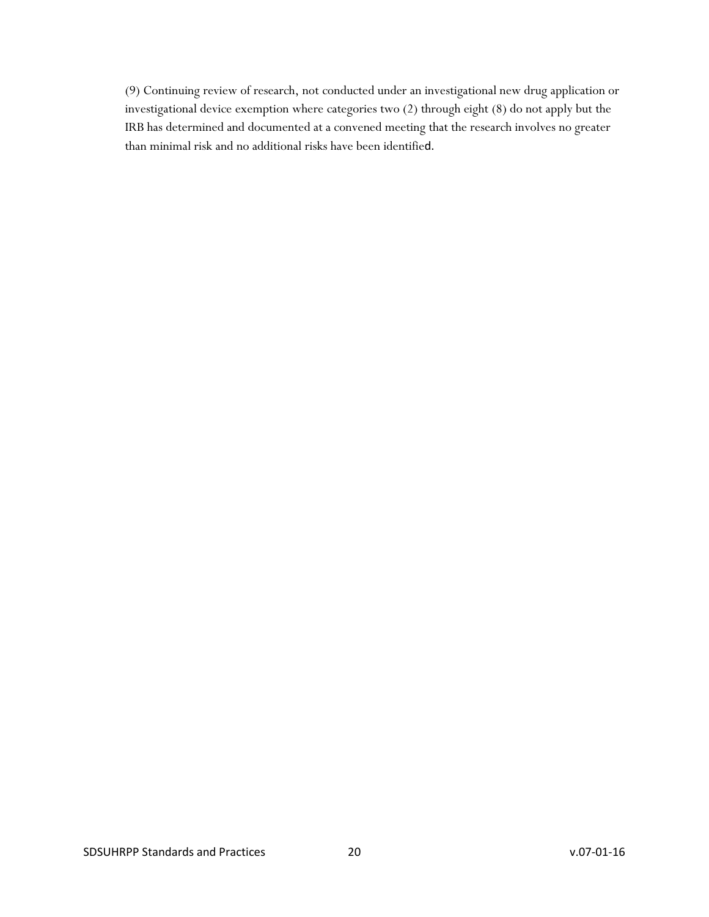(9) Continuing review of research, not conducted under an investigational new drug application or investigational device exemption where categories two (2) through eight (8) do not apply but the IRB has determined and documented at a convened meeting that the research involves no greater than minimal risk and no additional risks have been identified.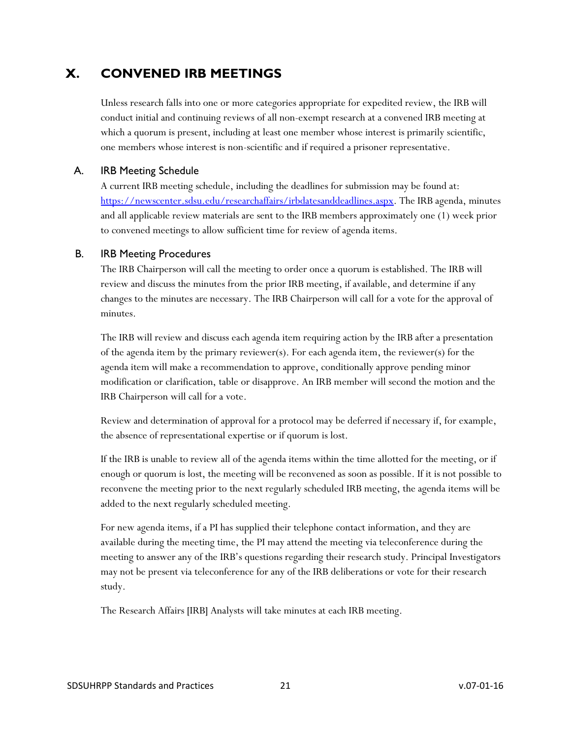# X. CONVENED IRB MEETINGS

Unless research falls into one or more categories appropriate for expedited review, the IRB will conduct initial and continuing reviews of all non-exempt research at a convened IRB meeting at which a quorum is present, including at least one member whose interest is primarily scientific, one members whose interest is non-scientific and if required a prisoner representative.

## A. IRB Meeting Schedule

A current IRB meeting schedule, including the deadlines for submission may be found at: [https://newscenter.sdsu.edu/researchaffairs/irbdatesanddeadlines.aspx](https://newscenter.sdsu.edu/researchaffairs/irbdatesanddeadlines.aspx). The IRB agenda, minutes and all applicable review materials are sent to the IRB members approximately one (1) week prior to convened meetings to allow sufficient time for review of agenda items.

## B. IRB Meeting Procedures

The IRB Chairperson will call the meeting to order once a quorum is established. The IRB will review and discuss the minutes from the prior IRB meeting, if available, and determine if any changes to the minutes are necessary. The IRB Chairperson will call for a vote for the approval of minutes.

The IRB will review and discuss each agenda item requiring action by the IRB after a presentation of the agenda item by the primary reviewer(s). For each agenda item, the reviewer(s) for the agenda item will make a recommendation to approve, conditionally approve pending minor modification or clarification, table or disapprove. An IRB member will second the motion and the IRB Chairperson will call for a vote.

Review and determination of approval for a protocol may be deferred if necessary if, for example, the absence of representational expertise or if quorum is lost.

If the IRB is unable to review all of the agenda items within the time allotted for the meeting, or if enough or quorum is lost, the meeting will be reconvened as soon as possible. If it is not possible to reconvene the meeting prior to the next regularly scheduled IRB meeting, the agenda items will be added to the next regularly scheduled meeting.

For new agenda items, if a PI has supplied their telephone contact information, and they are available during the meeting time, the PI may attend the meeting via teleconference during the meeting to answer any of the IRB's questions regarding their research study. Principal Investigators may not be present via teleconference for any of the IRB deliberations or vote for their research study.

The Research Affairs [IRB] Analysts will take minutes at each IRB meeting.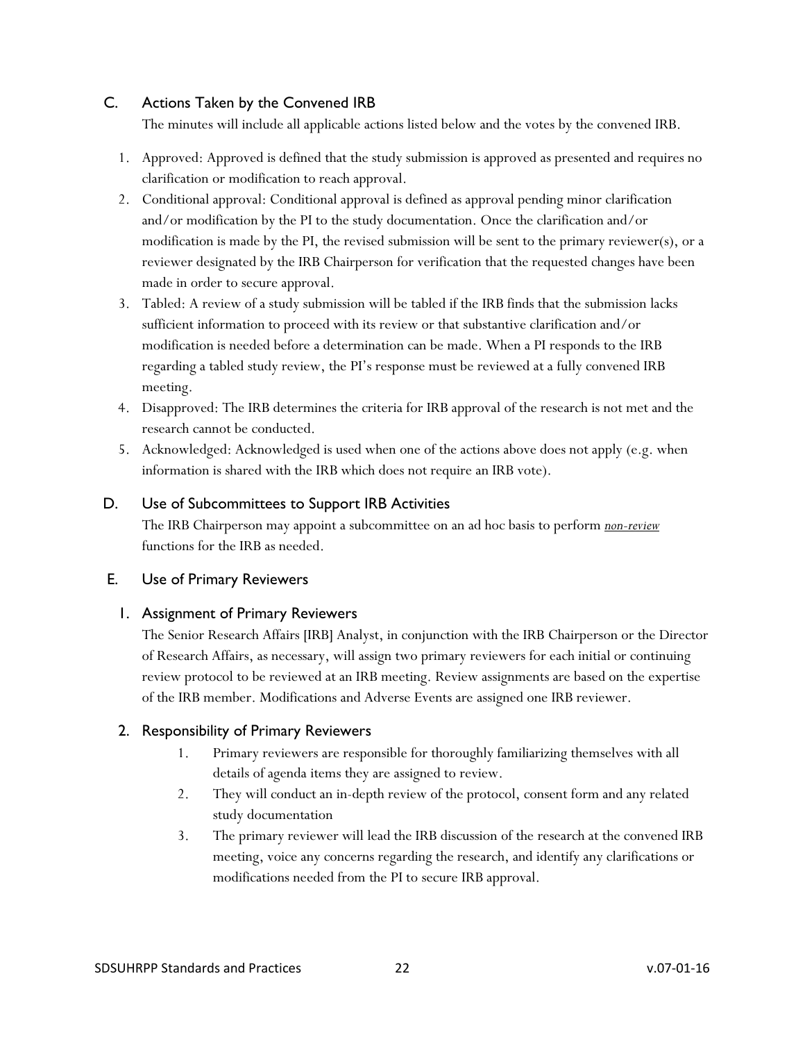## C. Actions Taken by the Convened IRB

The minutes will include all applicable actions listed below and the votes by the convened IRB.

1. Approved: Approved is defined that the study submission is approved as presented and requires no clarification or modification to reach approval.
2. Conditional approval: Conditional approval is defined as approval pending minor clarification and/or modification by the PI to the study documentation. Once the clarification and/or modification is made by the PI, the revised submission will be sent to the primary reviewer(s), or a reviewer designated by the IRB Chairperson for verification that the requested changes have been made in order to secure approval.
3. Tabled: A review of a study submission will be tabled if the IRB finds that the submission lacks sufficient information to proceed with its review or that substantive clarification and/or modification is needed before a determination can be made. When a PI responds to the IRB regarding a tabled study review, the PI's response must be reviewed at a fully convened IRB meeting.
4. Disapproved: The IRB determines the criteria for IRB approval of the research is not met and the research cannot be conducted.
5. Acknowledged: Acknowledged is used when one of the actions above does not apply (e.g. when information is shared with the IRB which does not require an IRB vote).

## D. Use of Subcommittees to Support IRB Activities

The IRB Chairperson may appoint a subcommittee on an ad hoc basis to perform ***non-review*** functions for the IRB as needed.

## E. Use of Primary Reviewers

### 1. Assignment of Primary Reviewers

The Senior Research Affairs [IRB] Analyst, in conjunction with the IRB Chairperson or the Director of Research Affairs, as necessary, will assign two primary reviewers for each initial or continuing review protocol to be reviewed at an IRB meeting. Review assignments are based on the expertise of the IRB member. Modifications and Adverse Events are assigned one IRB reviewer.

### 2. Responsibility of Primary Reviewers

1. Primary reviewers are responsible for thoroughly familiarizing themselves with all details of agenda items they are assigned to review.
2. They will conduct an in-depth review of the protocol, consent form and any related study documentation
3. The primary reviewer will lead the IRB discussion of the research at the convened IRB meeting, voice any concerns regarding the research, and identify any clarifications or modifications needed from the PI to secure IRB approval.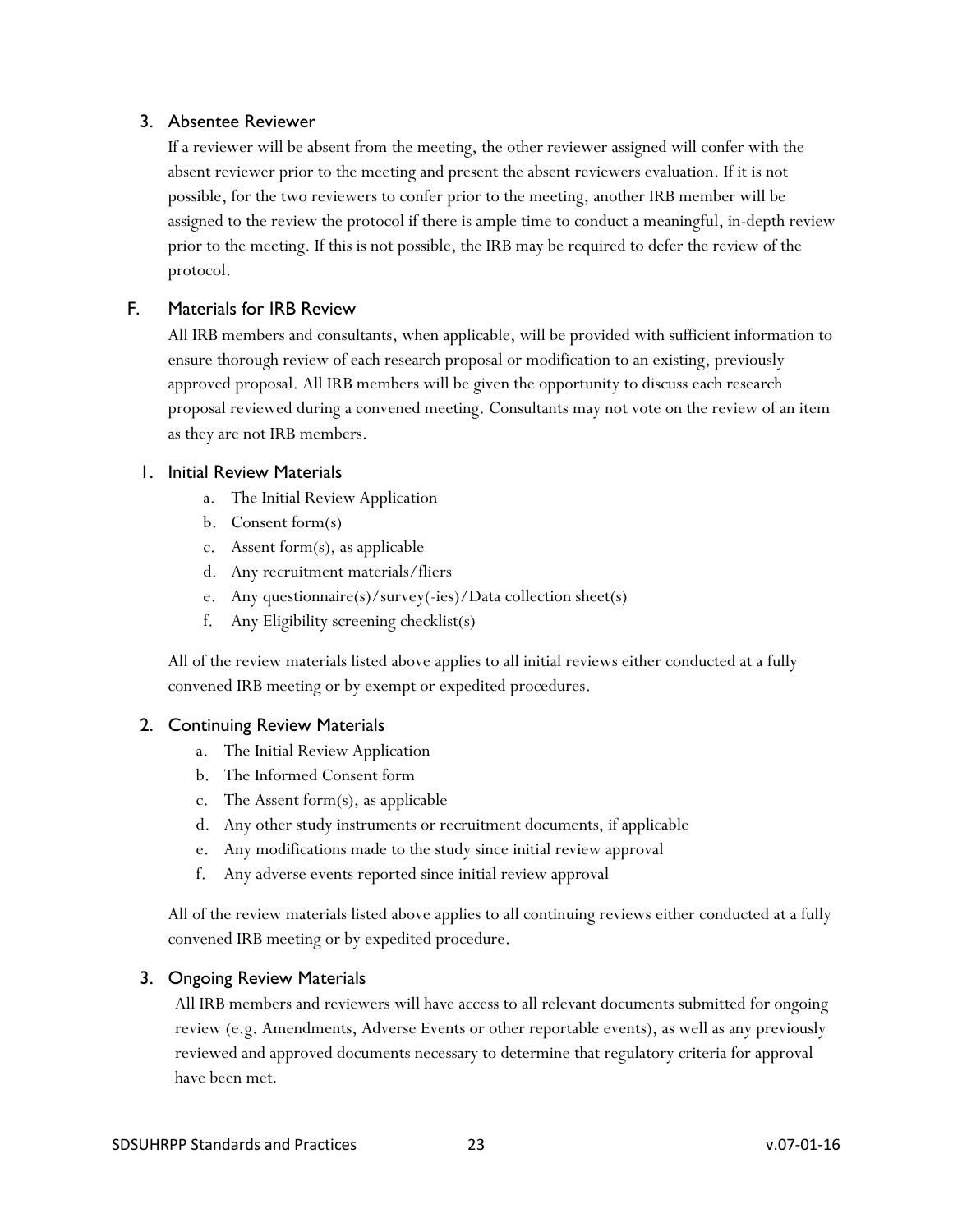### 3. Absentee Reviewer

If a reviewer will be absent from the meeting, the other reviewer assigned will confer with the absent reviewer prior to the meeting and present the absent reviewers evaluation. If it is not possible, for the two reviewers to confer prior to the meeting, another IRB member will be assigned to the review the protocol if there is ample time to conduct a meaningful, in-depth review prior to the meeting. If this is not possible, the IRB may be required to defer the review of the protocol.

## F. Materials for IRB Review

All IRB members and consultants, when applicable, will be provided with sufficient information to ensure thorough review of each research proposal or modification to an existing, previously approved proposal. All IRB members will be given the opportunity to discuss each research proposal reviewed during a convened meeting. Consultants may not vote on the review of an item as they are not IRB members.

### 1. Initial Review Materials

a. The Initial Review Application
b. Consent form(s)
c. Assent form(s), as applicable
d. Any recruitment materials/fliers
e. Any questionnaire(s)/survey(-ies)/Data collection sheet(s)
f. Any Eligibility screening checklist(s)

All of the review materials listed above applies to all initial reviews either conducted at a fully convened IRB meeting or by exempt or expedited procedures.

### 2. Continuing Review Materials

a. The Initial Review Application
b. The Informed Consent form
c. The Assent form(s), as applicable
d. Any other study instruments or recruitment documents, if applicable
e. Any modifications made to the study since initial review approval
f. Any adverse events reported since initial review approval

All of the review materials listed above applies to all continuing reviews either conducted at a fully convened IRB meeting or by expedited procedure.

### 3. Ongoing Review Materials

All IRB members and reviewers will have access to all relevant documents submitted for ongoing review (e.g. Amendments, Adverse Events or other reportable events), as well as any previously reviewed and approved documents necessary to determine that regulatory criteria for approval have been met.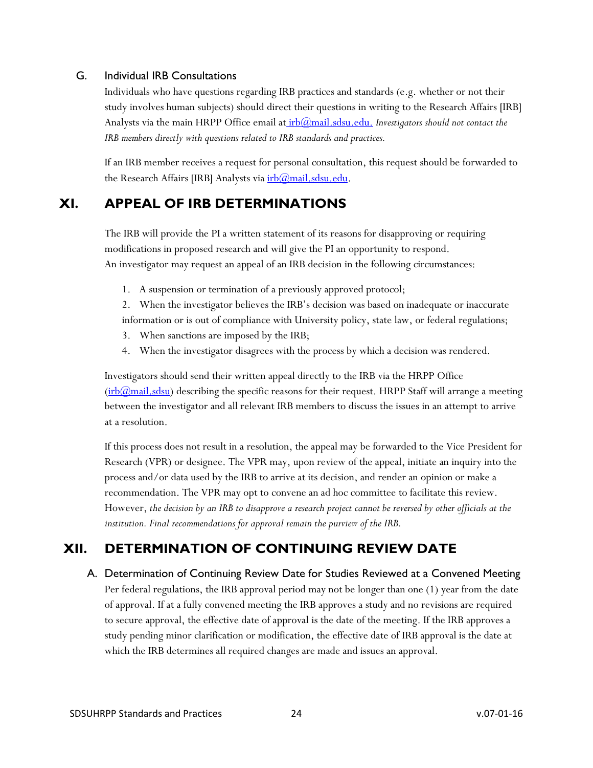### G. Individual IRB Consultations

Individuals who have questions regarding IRB practices and standards (e.g. whether or not their study involves human subjects) should direct their questions in writing to the Research Affairs [IRB] Analysts via the main HRPP Office email at irb@mail.sdsu.edu. *Investigators should not contact the IRB members directly with questions related to IRB standards and practices.*

If an IRB member receives a request for personal consultation, this request should be forwarded to the Research Affairs [IRB] Analysts via irb@mail.sdsu.edu.

## XI. APPEAL OF IRB DETERMINATIONS

The IRB will provide the PI a written statement of its reasons for disapproving or requiring modifications in proposed research and will give the PI an opportunity to respond.
An investigator may request an appeal of an IRB decision in the following circumstances:

1. A suspension or termination of a previously approved protocol;
2. When the investigator believes the IRB's decision was based on inadequate or inaccurate information or is out of compliance with University policy, state law, or federal regulations;
3. When sanctions are imposed by the IRB;
4. When the investigator disagrees with the process by which a decision was rendered.

Investigators should send their written appeal directly to the IRB via the HRPP Office (irb@mail.sdsu) describing the specific reasons for their request. HRPP Staff will arrange a meeting between the investigator and all relevant IRB members to discuss the issues in an attempt to arrive at a resolution.

If this process does not result in a resolution, the appeal may be forwarded to the Vice President for Research (VPR) or designee. The VPR may, upon review of the appeal, initiate an inquiry into the process and/or data used by the IRB to arrive at its decision, and render an opinion or make a recommendation. The VPR may opt to convene an ad hoc committee to facilitate this review. However, *the decision by an IRB to disapprove a research project cannot be reversed by other officials at the institution. Final recommendations for approval remain the purview of the IRB.*

## XII. DETERMINATION OF CONTINUING REVIEW DATE

### A. Determination of Continuing Review Date for Studies Reviewed at a Convened Meeting

Per federal regulations, the IRB approval period may not be longer than one (1) year from the date of approval. If at a fully convened meeting the IRB approves a study and no revisions are required to secure approval, the effective date of approval is the date of the meeting. If the IRB approves a study pending minor clarification or modification, the effective date of IRB approval is the date at which the IRB determines all required changes are made and issues an approval.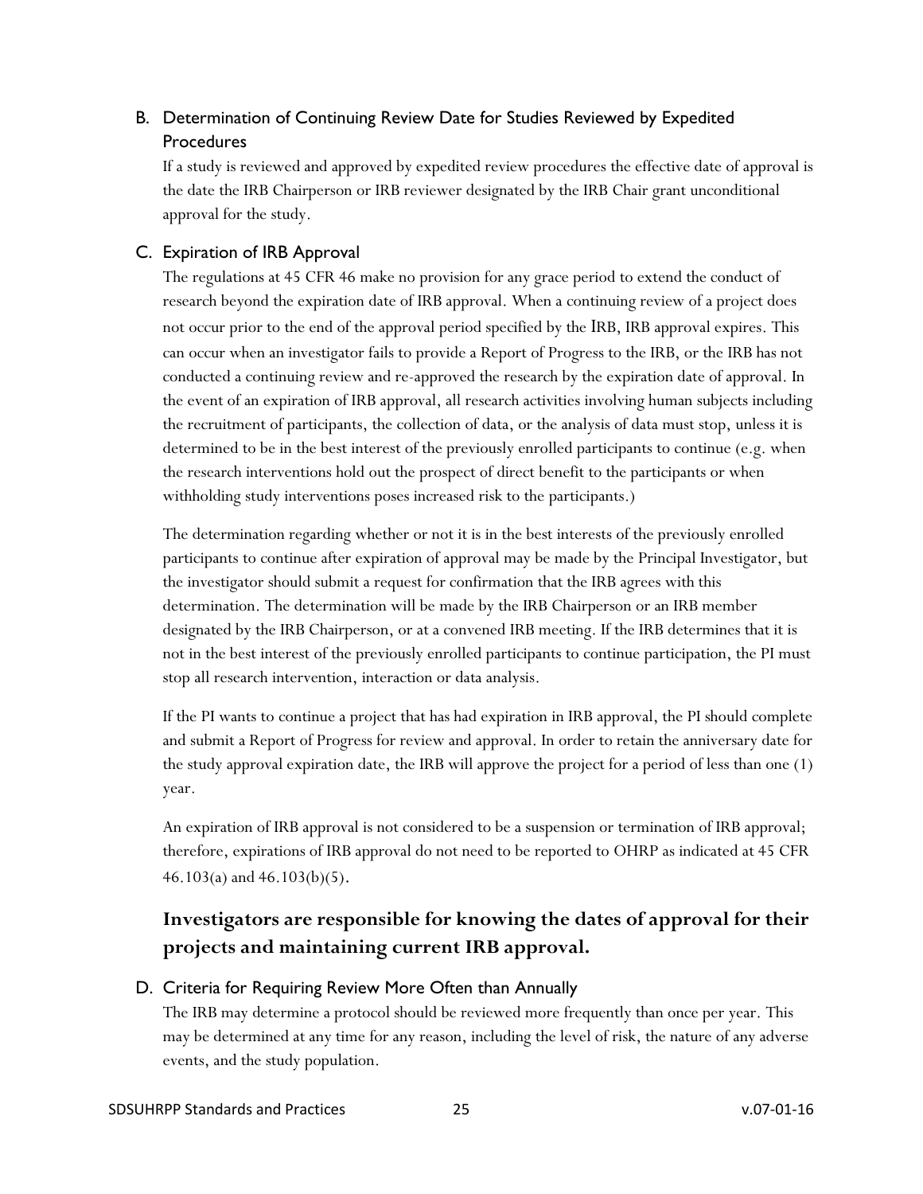### B. Determination of Continuing Review Date for Studies Reviewed by Expedited Procedures

If a study is reviewed and approved by expedited review procedures the effective date of approval is the date the IRB Chairperson or IRB reviewer designated by the IRB Chair grant unconditional approval for the study.

### C. Expiration of IRB Approval

The regulations at 45 CFR 46 make no provision for any grace period to extend the conduct of research beyond the expiration date of IRB approval. When a continuing review of a project does not occur prior to the end of the approval period specified by the IRB, IRB approval expires. This can occur when an investigator fails to provide a Report of Progress to the IRB, or the IRB has not conducted a continuing review and re-approved the research by the expiration date of approval. In the event of an expiration of IRB approval, all research activities involving human subjects including the recruitment of participants, the collection of data, or the analysis of data must stop, unless it is determined to be in the best interest of the previously enrolled participants to continue (e.g. when the research interventions hold out the prospect of direct benefit to the participants or when withholding study interventions poses increased risk to the participants.)

The determination regarding whether or not it is in the best interests of the previously enrolled participants to continue after expiration of approval may be made by the Principal Investigator, but the investigator should submit a request for confirmation that the IRB agrees with this determination. The determination will be made by the IRB Chairperson or an IRB member designated by the IRB Chairperson, or at a convened IRB meeting. If the IRB determines that it is not in the best interest of the previously enrolled participants to continue participation, the PI must stop all research intervention, interaction or data analysis.

If the PI wants to continue a project that has had expiration in IRB approval, the PI should complete and submit a Report of Progress for review and approval. In order to retain the anniversary date for the study approval expiration date, the IRB will approve the project for a period of less than one (1) year.

An expiration of IRB approval is not considered to be a suspension or termination of IRB approval; therefore, expirations of IRB approval do not need to be reported to OHRP as indicated at 45 CFR 46.103(a) and 46.103(b)(5).

**Investigators are responsible for knowing the dates of approval for their projects and maintaining current IRB approval.**

### D. Criteria for Requiring Review More Often than Annually

The IRB may determine a protocol should be reviewed more frequently than once per year. This may be determined at any time for any reason, including the level of risk, the nature of any adverse events, and the study population.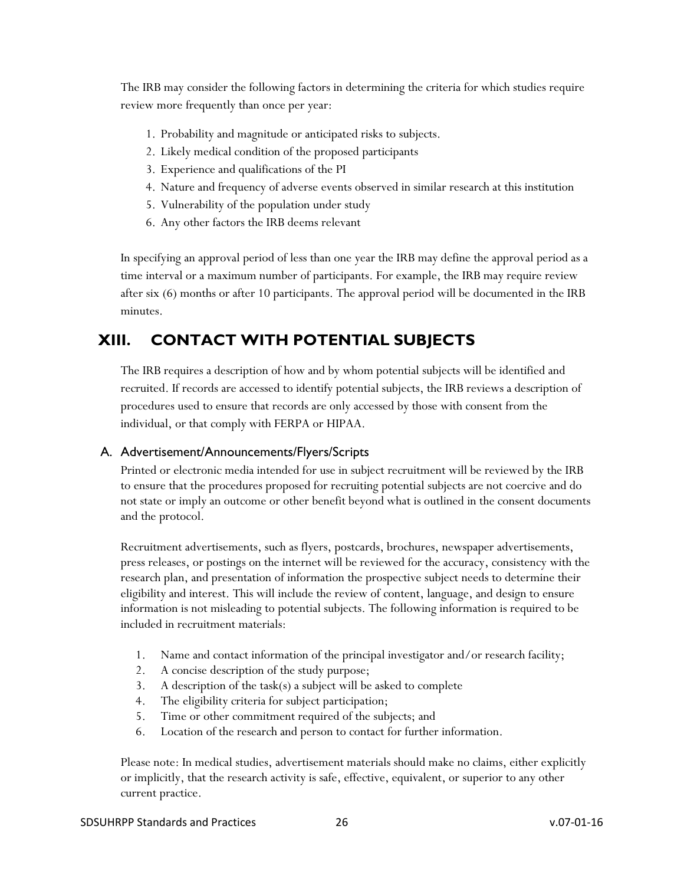The IRB may consider the following factors in determining the criteria for which studies require review more frequently than once per year:

1. Probability and magnitude or anticipated risks to subjects.
2. Likely medical condition of the proposed participants
3. Experience and qualifications of the PI
4. Nature and frequency of adverse events observed in similar research at this institution
5. Vulnerability of the population under study
6. Any other factors the IRB deems relevant

In specifying an approval period of less than one year the IRB may define the approval period as a time interval or a maximum number of participants. For example, the IRB may require review after six (6) months or after 10 participants. The approval period will be documented in the IRB minutes.

# XIII. CONTACT WITH POTENTIAL SUBJECTS

The IRB requires a description of how and by whom potential subjects will be identified and recruited. If records are accessed to identify potential subjects, the IRB reviews a description of procedures used to ensure that records are only accessed by those with consent from the individual, or that comply with FERPA or HIPAA.

## A. Advertisement/Announcements/Flyers/Scripts

Printed or electronic media intended for use in subject recruitment will be reviewed by the IRB to ensure that the procedures proposed for recruiting potential subjects are not coercive and do not state or imply an outcome or other benefit beyond what is outlined in the consent documents and the protocol.

Recruitment advertisements, such as flyers, postcards, brochures, newspaper advertisements, press releases, or postings on the internet will be reviewed for the accuracy, consistency with the research plan, and presentation of information the prospective subject needs to determine their eligibility and interest. This will include the review of content, language, and design to ensure information is not misleading to potential subjects. The following information is required to be included in recruitment materials:

1. Name and contact information of the principal investigator and/or research facility;
2. A concise description of the study purpose;
3. A description of the task(s) a subject will be asked to complete
4. The eligibility criteria for subject participation;
5. Time or other commitment required of the subjects; and
6. Location of the research and person to contact for further information.

Please note: In medical studies, advertisement materials should make no claims, either explicitly or implicitly, that the research activity is safe, effective, equivalent, or superior to any other current practice.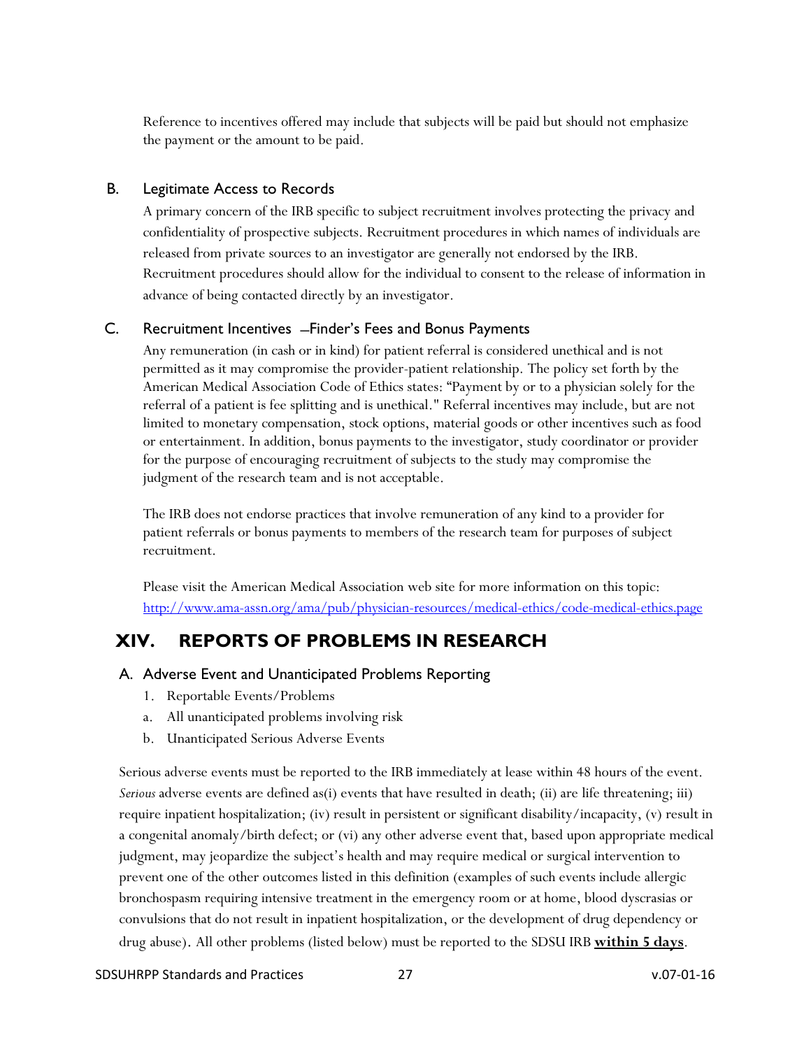Reference to incentives offered may include that subjects will be paid but should not emphasize the payment or the amount to be paid.

### B. Legitimate Access to Records

A primary concern of the IRB specific to subject recruitment involves protecting the privacy and confidentiality of prospective subjects. Recruitment procedures in which names of individuals are released from private sources to an investigator are generally not endorsed by the IRB. Recruitment procedures should allow for the individual to consent to the release of information in advance of being contacted directly by an investigator.

### C. Recruitment Incentives – Finder's Fees and Bonus Payments

Any remuneration (in cash or in kind) for patient referral is considered unethical and is not permitted as it may compromise the provider-patient relationship. The policy set forth by the American Medical Association Code of Ethics states: "Payment by or to a physician solely for the referral of a patient is fee splitting and is unethical." Referral incentives may include, but are not limited to monetary compensation, stock options, material goods or other incentives such as food or entertainment. In addition, bonus payments to the investigator, study coordinator or provider for the purpose of encouraging recruitment of subjects to the study may compromise the judgment of the research team and is not acceptable.

The IRB does not endorse practices that involve remuneration of any kind to a provider for patient referrals or bonus payments to members of the research team for purposes of subject recruitment.

Please visit the American Medical Association web site for more information on this topic: http://www.ama-assn.org/ama/pub/physician-resources/medical-ethics/code-medical-ethics.page

## XIV. REPORTS OF PROBLEMS IN RESEARCH

### A. Adverse Event and Unanticipated Problems Reporting

1. Reportable Events/Problems
   a. All unanticipated problems involving risk
   b. Unanticipated Serious Adverse Events

Serious adverse events must be reported to the IRB immediately at lease within 48 hours of the event. *Serious* adverse events are defined as(i) events that have resulted in death; (ii) are life threatening; iii) require inpatient hospitalization; (iv) result in persistent or significant disability/incapacity, (v) result in a congenital anomaly/birth defect; or (vi) any other adverse event that, based upon appropriate medical judgment, may jeopardize the subject's health and may require medical or surgical intervention to prevent one of the other outcomes listed in this definition (examples of such events include allergic bronchospasm requiring intensive treatment in the emergency room or at home, blood dyscrasias or convulsions that do not result in inpatient hospitalization, or the development of drug dependency or drug abuse). All other problems (listed below) must be reported to the SDSU IRB **within 5 days**.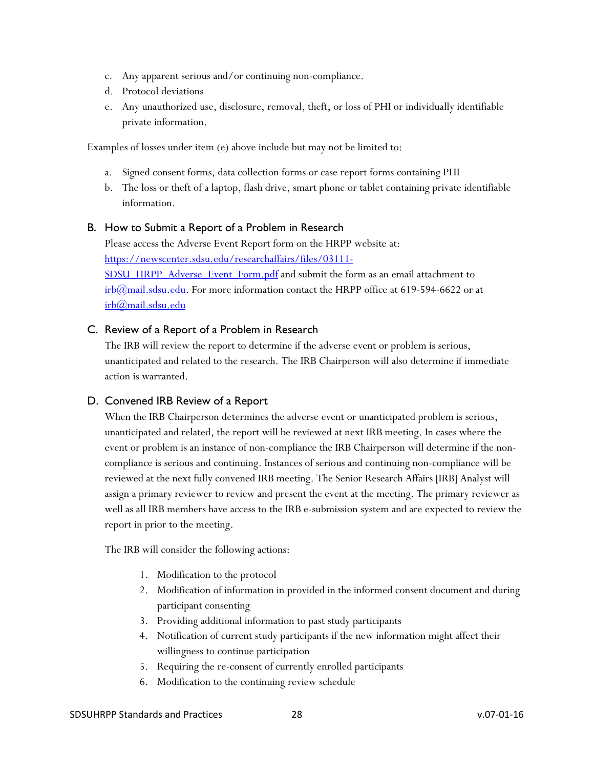c. Any apparent serious and/or continuing non-compliance.
d. Protocol deviations
e. Any unauthorized use, disclosure, removal, theft, or loss of PHI or individually identifiable private information.

Examples of losses under item (e) above include but may not be limited to:

a. Signed consent forms, data collection forms or case report forms containing PHI
b. The loss or theft of a laptop, flash drive, smart phone or tablet containing private identifiable information.

### B. How to Submit a Report of a Problem in Research

Please access the Adverse Event Report form on the HRPP website at: [https://newscenter.sdsu.edu/researchaffairs/files/03111-SDSU_HRPP_Adverse_Event_Form.pdf](https://newscenter.sdsu.edu/researchaffairs/files/03111-SDSU_HRPP_Adverse_Event_Form.pdf) and submit the form as an email attachment to [irb@mail.sdsu.edu](mailto:irb@mail.sdsu.edu). For more information contact the HRPP office at 619-594-6622 or at [irb@mail.sdsu.edu](mailto:irb@mail.sdsu.edu)

### C. Review of a Report of a Problem in Research

The IRB will review the report to determine if the adverse event or problem is serious, unanticipated and related to the research. The IRB Chairperson will also determine if immediate action is warranted.

### D. Convened IRB Review of a Report

When the IRB Chairperson determines the adverse event or unanticipated problem is serious, unanticipated and related, the report will be reviewed at next IRB meeting. In cases where the event or problem is an instance of non-compliance the IRB Chairperson will determine if the non-compliance is serious and continuing. Instances of serious and continuing non-compliance will be reviewed at the next fully convened IRB meeting. The Senior Research Affairs [IRB] Analyst will assign a primary reviewer to review and present the event at the meeting. The primary reviewer as well as all IRB members have access to the IRB e-submission system and are expected to review the report in prior to the meeting.

The IRB will consider the following actions:

1. Modification to the protocol
2. Modification of information in provided in the informed consent document and during participant consenting
3. Providing additional information to past study participants
4. Notification of current study participants if the new information might affect their willingness to continue participation
5. Requiring the re-consent of currently enrolled participants
6. Modification to the continuing review schedule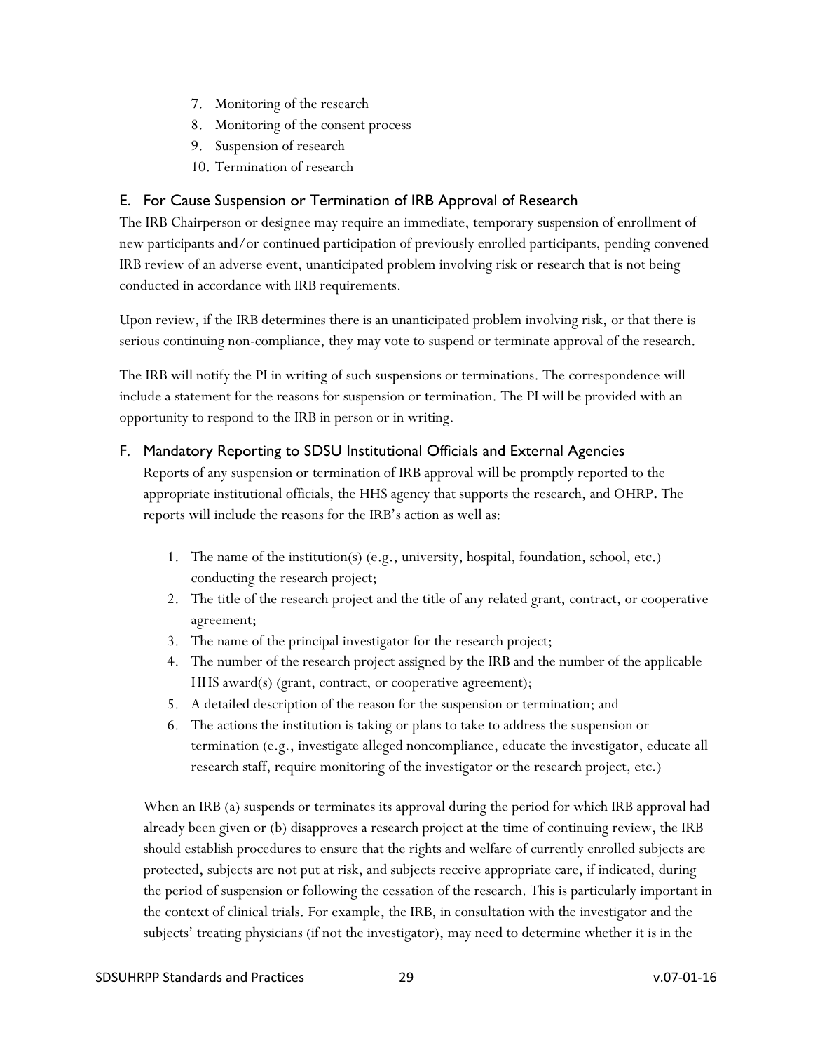7. Monitoring of the research
8. Monitoring of the consent process
9. Suspension of research
10. Termination of research

## E. For Cause Suspension or Termination of IRB Approval of Research

The IRB Chairperson or designee may require an immediate, temporary suspension of enrollment of new participants and/or continued participation of previously enrolled participants, pending convened IRB review of an adverse event, unanticipated problem involving risk or research that is not being conducted in accordance with IRB requirements.

Upon review, if the IRB determines there is an unanticipated problem involving risk, or that there is serious continuing non-compliance, they may vote to suspend or terminate approval of the research.

The IRB will notify the PI in writing of such suspensions or terminations. The correspondence will include a statement for the reasons for suspension or termination. The PI will be provided with an opportunity to respond to the IRB in person or in writing.

## F. Mandatory Reporting to SDSU Institutional Officials and External Agencies

Reports of any suspension or termination of IRB approval will be promptly reported to the appropriate institutional officials, the HHS agency that supports the research, and OHRP**.** The reports will include the reasons for the IRB's action as well as:

1. The name of the institution(s) (e.g., university, hospital, foundation, school, etc.) conducting the research project;
2. The title of the research project and the title of any related grant, contract, or cooperative agreement;
3. The name of the principal investigator for the research project;
4. The number of the research project assigned by the IRB and the number of the applicable HHS award(s) (grant, contract, or cooperative agreement);
5. A detailed description of the reason for the suspension or termination; and
6. The actions the institution is taking or plans to take to address the suspension or termination (e.g., investigate alleged noncompliance, educate the investigator, educate all research staff, require monitoring of the investigator or the research project, etc.)

When an IRB (a) suspends or terminates its approval during the period for which IRB approval had already been given or (b) disapproves a research project at the time of continuing review, the IRB should establish procedures to ensure that the rights and welfare of currently enrolled subjects are protected, subjects are not put at risk, and subjects receive appropriate care, if indicated, during the period of suspension or following the cessation of the research. This is particularly important in the context of clinical trials. For example, the IRB, in consultation with the investigator and the subjects' treating physicians (if not the investigator), may need to determine whether it is in the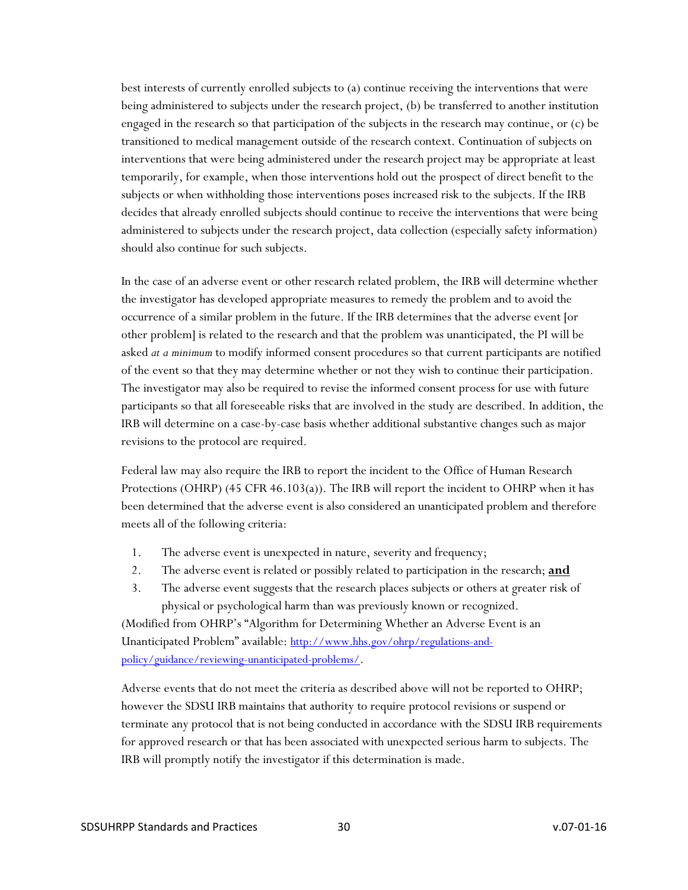best interests of currently enrolled subjects to (a) continue receiving the interventions that were being administered to subjects under the research project, (b) be transferred to another institution engaged in the research so that participation of the subjects in the research may continue, or (c) be transitioned to medical management outside of the research context. Continuation of subjects on interventions that were being administered under the research project may be appropriate at least temporarily, for example, when those interventions hold out the prospect of direct benefit to the subjects or when withholding those interventions poses increased risk to the subjects. If the IRB decides that already enrolled subjects should continue to receive the interventions that were being administered to subjects under the research project, data collection (especially safety information) should also continue for such subjects.

In the case of an adverse event or other research related problem, the IRB will determine whether the investigator has developed appropriate measures to remedy the problem and to avoid the occurrence of a similar problem in the future. If the IRB determines that the adverse event [or other problem] is related to the research and that the problem was unanticipated, the PI will be asked *at a minimum* to modify informed consent procedures so that current participants are notified of the event so that they may determine whether or not they wish to continue their participation. The investigator may also be required to revise the informed consent process for use with future participants so that all foreseeable risks that are involved in the study are described. In addition, the IRB will determine on a case-by-case basis whether additional substantive changes such as major revisions to the protocol are required.

Federal law may also require the IRB to report the incident to the Office of Human Research Protections (OHRP) (45 CFR 46.103(a)). The IRB will report the incident to OHRP when it has been determined that the adverse event is also considered an unanticipated problem and therefore meets all of the following criteria:

1. The adverse event is unexpected in nature, severity and frequency;
2. The adverse event is related or possibly related to participation in the research; **and**
3. The adverse event suggests that the research places subjects or others at greater risk of physical or psychological harm than was previously known or recognized.

(Modified from OHRP's "Algorithm for Determining Whether an Adverse Event is an Unanticipated Problem" available: [http://www.hhs.gov/ohrp/regulations-and-policy/guidance/reviewing-unanticipated-problems/](http://www.hhs.gov/ohrp/regulations-and-policy/guidance/reviewing-unanticipated-problems/).

Adverse events that do not meet the criteria as described above will not be reported to OHRP; however the SDSU IRB maintains that authority to require protocol revisions or suspend or terminate any protocol that is not being conducted in accordance with the SDSU IRB requirements for approved research or that has been associated with unexpected serious harm to subjects. The IRB will promptly notify the investigator if this determination is made.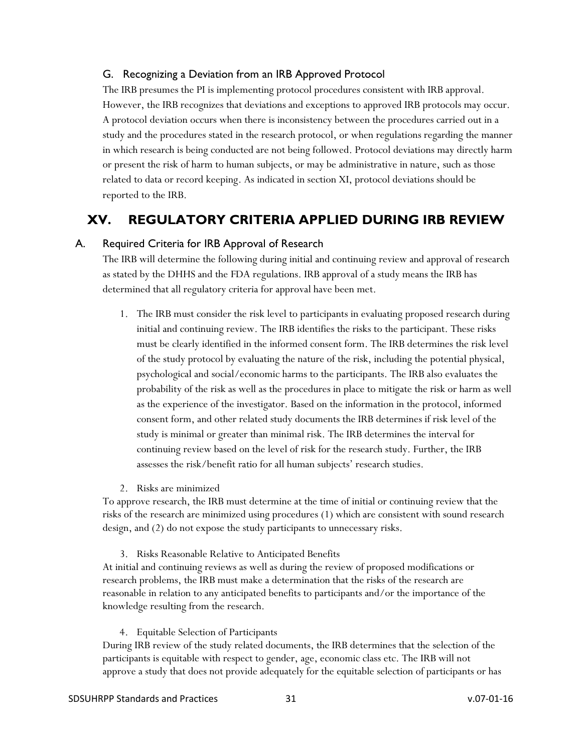### G. Recognizing a Deviation from an IRB Approved Protocol

The IRB presumes the PI is implementing protocol procedures consistent with IRB approval. However, the IRB recognizes that deviations and exceptions to approved IRB protocols may occur. A protocol deviation occurs when there is inconsistency between the procedures carried out in a study and the procedures stated in the research protocol, or when regulations regarding the manner in which research is being conducted are not being followed. Protocol deviations may directly harm or present the risk of harm to human subjects, or may be administrative in nature, such as those related to data or record keeping. As indicated in section XI, protocol deviations should be reported to the IRB.

## XV. REGULATORY CRITERIA APPLIED DURING IRB REVIEW

### A. Required Criteria for IRB Approval of Research

The IRB will determine the following during initial and continuing review and approval of research as stated by the DHHS and the FDA regulations. IRB approval of a study means the IRB has determined that all regulatory criteria for approval have been met.

1. The IRB must consider the risk level to participants in evaluating proposed research during initial and continuing review. The IRB identifies the risks to the participant. These risks must be clearly identified in the informed consent form. The IRB determines the risk level of the study protocol by evaluating the nature of the risk, including the potential physical, psychological and social/economic harms to the participants. The IRB also evaluates the probability of the risk as well as the procedures in place to mitigate the risk or harm as well as the experience of the investigator. Based on the information in the protocol, informed consent form, and other related study documents the IRB determines if risk level of the study is minimal or greater than minimal risk. The IRB determines the interval for continuing review based on the level of risk for the research study. Further, the IRB assesses the risk/benefit ratio for all human subjects' research studies.

2. Risks are minimized

To approve research, the IRB must determine at the time of initial or continuing review that the risks of the research are minimized using procedures (1) which are consistent with sound research design, and (2) do not expose the study participants to unnecessary risks.

3. Risks Reasonable Relative to Anticipated Benefits

At initial and continuing reviews as well as during the review of proposed modifications or research problems, the IRB must make a determination that the risks of the research are reasonable in relation to any anticipated benefits to participants and/or the importance of the knowledge resulting from the research.

4. Equitable Selection of Participants

During IRB review of the study related documents, the IRB determines that the selection of the participants is equitable with respect to gender, age, economic class etc. The IRB will not approve a study that does not provide adequately for the equitable selection of participants or has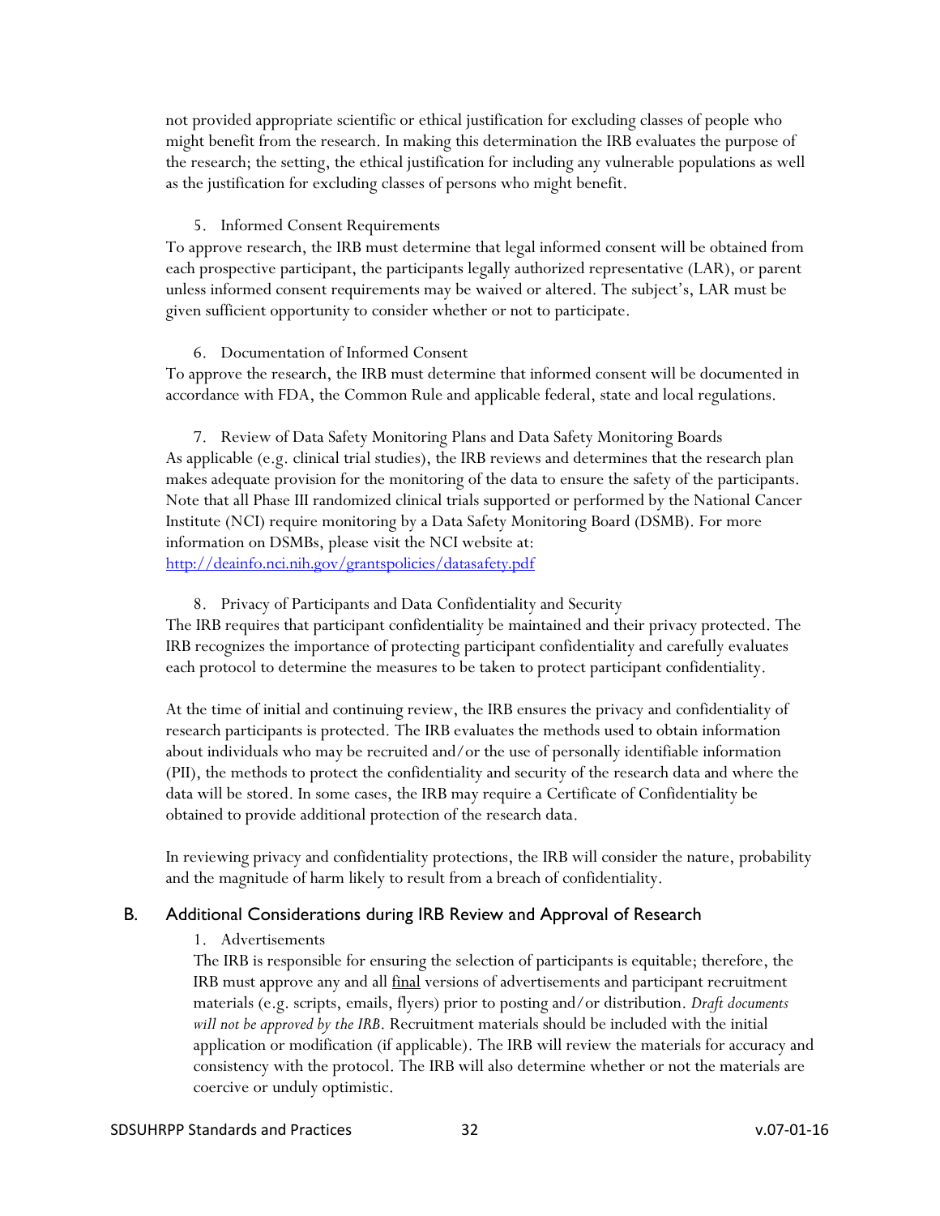not provided appropriate scientific or ethical justification for excluding classes of people who might benefit from the research. In making this determination the IRB evaluates the purpose of the research; the setting, the ethical justification for including any vulnerable populations as well as the justification for excluding classes of persons who might benefit.

5. Informed Consent Requirements

To approve research, the IRB must determine that legal informed consent will be obtained from each prospective participant, the participants legally authorized representative (LAR), or parent unless informed consent requirements may be waived or altered. The subject's, LAR must be given sufficient opportunity to consider whether or not to participate.

6. Documentation of Informed Consent

To approve the research, the IRB must determine that informed consent will be documented in accordance with FDA, the Common Rule and applicable federal, state and local regulations.

7. Review of Data Safety Monitoring Plans and Data Safety Monitoring Boards

As applicable (e.g. clinical trial studies), the IRB reviews and determines that the research plan makes adequate provision for the monitoring of the data to ensure the safety of the participants. Note that all Phase III randomized clinical trials supported or performed by the National Cancer Institute (NCI) require monitoring by a Data Safety Monitoring Board (DSMB). For more information on DSMBs, please visit the NCI website at: [http://deainfo.nci.nih.gov/grantspolicies/datasafety.pdf](http://deainfo.nci.nih.gov/grantspolicies/datasafety.pdf)

8. Privacy of Participants and Data Confidentiality and Security

The IRB requires that participant confidentiality be maintained and their privacy protected. The IRB recognizes the importance of protecting participant confidentiality and carefully evaluates each protocol to determine the measures to be taken to protect participant confidentiality.

At the time of initial and continuing review, the IRB ensures the privacy and confidentiality of research participants is protected. The IRB evaluates the methods used to obtain information about individuals who may be recruited and/or the use of personally identifiable information (PII), the methods to protect the confidentiality and security of the research data and where the data will be stored. In some cases, the IRB may require a Certificate of Confidentiality be obtained to provide additional protection of the research data.

In reviewing privacy and confidentiality protections, the IRB will consider the nature, probability and the magnitude of harm likely to result from a breach of confidentiality.

## B. Additional Considerations during IRB Review and Approval of Research

1. Advertisements

The IRB is responsible for ensuring the selection of participants is equitable; therefore, the IRB must approve any and all final versions of advertisements and participant recruitment materials (e.g. scripts, emails, flyers) prior to posting and/or distribution. *Draft documents will not be approved by the IRB*. Recruitment materials should be included with the initial application or modification (if applicable). The IRB will review the materials for accuracy and consistency with the protocol. The IRB will also determine whether or not the materials are coercive or unduly optimistic.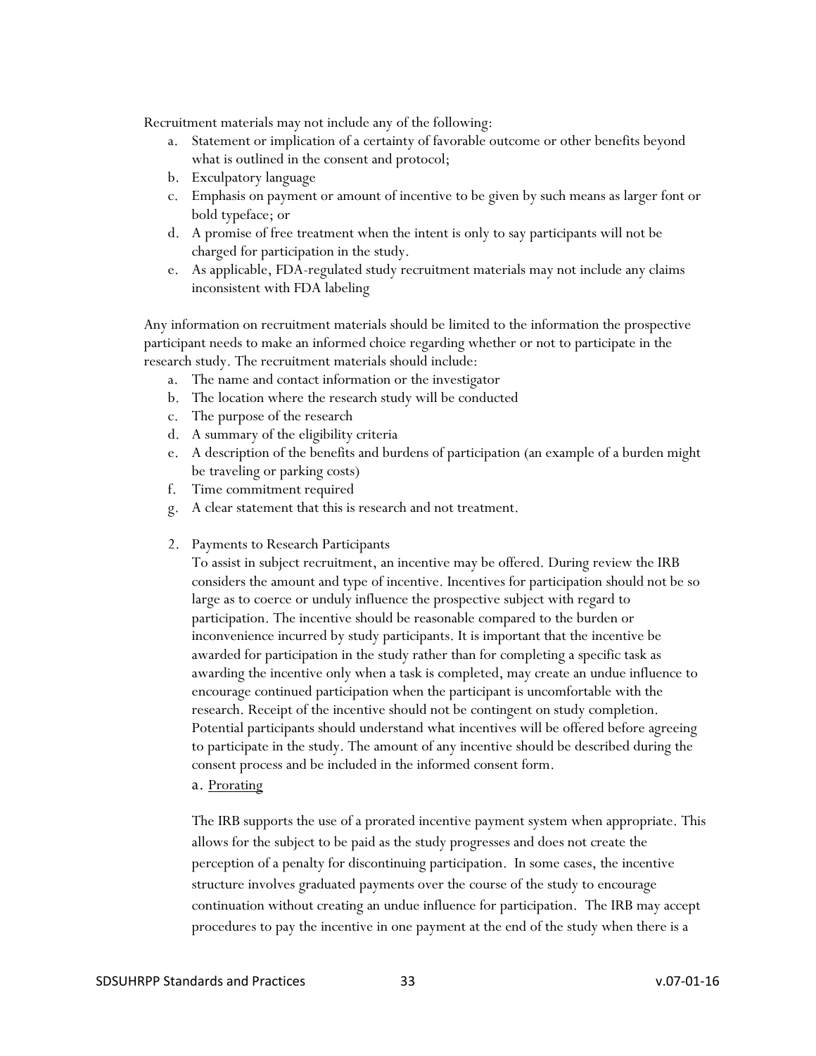Recruitment materials may not include any of the following:

a. Statement or implication of a certainty of favorable outcome or other benefits beyond what is outlined in the consent and protocol;
b. Exculpatory language
c. Emphasis on payment or amount of incentive to be given by such means as larger font or bold typeface; or
d. A promise of free treatment when the intent is only to say participants will not be charged for participation in the study.
e. As applicable, FDA-regulated study recruitment materials may not include any claims inconsistent with FDA labeling

Any information on recruitment materials should be limited to the information the prospective participant needs to make an informed choice regarding whether or not to participate in the research study. The recruitment materials should include:

a. The name and contact information or the investigator
b. The location where the research study will be conducted
c. The purpose of the research
d. A summary of the eligibility criteria
e. A description of the benefits and burdens of participation (an example of a burden might be traveling or parking costs)
f. Time commitment required
g. A clear statement that this is research and not treatment.

2. Payments to Research Participants

   To assist in subject recruitment, an incentive may be offered. During review the IRB considers the amount and type of incentive. Incentives for participation should not be so large as to coerce or unduly influence the prospective subject with regard to participation. The incentive should be reasonable compared to the burden or inconvenience incurred by study participants. It is important that the incentive be awarded for participation in the study rather than for completing a specific task as awarding the incentive only when a task is completed, may create an undue influence to encourage continued participation when the participant is uncomfortable with the research. Receipt of the incentive should not be contingent on study completion. Potential participants should understand what incentives will be offered before agreeing to participate in the study. The amount of any incentive should be described during the consent process and be included in the informed consent form.

   a. <u>Prorating</u>

   The IRB supports the use of a prorated incentive payment system when appropriate. This allows for the subject to be paid as the study progresses and does not create the perception of a penalty for discontinuing participation. In some cases, the incentive structure involves graduated payments over the course of the study to encourage continuation without creating an undue influence for participation. The IRB may accept procedures to pay the incentive in one payment at the end of the study when there is a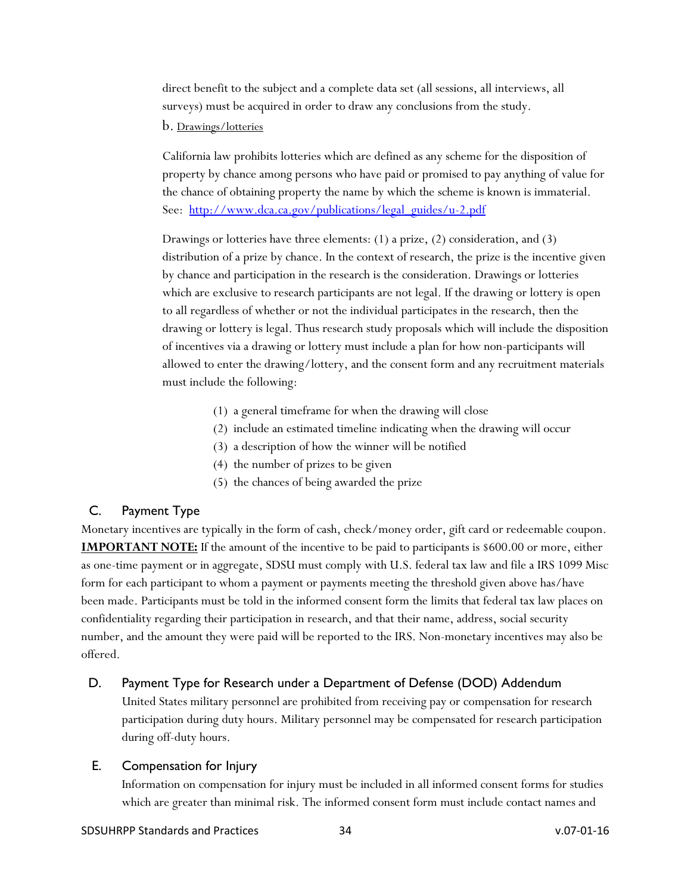direct benefit to the subject and a complete data set (all sessions, all interviews, all surveys) must be acquired in order to draw any conclusions from the study.

b. Drawings/lotteries

California law prohibits lotteries which are defined as any scheme for the disposition of property by chance among persons who have paid or promised to pay anything of value for the chance of obtaining property the name by which the scheme is known is immaterial. See: [http://www.dca.ca.gov/publications/legal_guides/u-2.pdf](http://www.dca.ca.gov/publications/legal_guides/u-2.pdf)

Drawings or lotteries have three elements: (1) a prize, (2) consideration, and (3) distribution of a prize by chance. In the context of research, the prize is the incentive given by chance and participation in the research is the consideration. Drawings or lotteries which are exclusive to research participants are not legal. If the drawing or lottery is open to all regardless of whether or not the individual participates in the research, then the drawing or lottery is legal. Thus research study proposals which will include the disposition of incentives via a drawing or lottery must include a plan for how non-participants will allowed to enter the drawing/lottery, and the consent form and any recruitment materials must include the following:

(1) a general timeframe for when the drawing will close
(2) include an estimated timeline indicating when the drawing will occur
(3) a description of how the winner will be notified
(4) the number of prizes to be given
(5) the chances of being awarded the prize

## C. Payment Type

Monetary incentives are typically in the form of cash, check/money order, gift card or redeemable coupon. **IMPORTANT NOTE:** If the amount of the incentive to be paid to participants is $600.00 or more, either as one-time payment or in aggregate, SDSU must comply with U.S. federal tax law and file a IRS 1099 Misc form for each participant to whom a payment or payments meeting the threshold given above has/have been made. Participants must be told in the informed consent form the limits that federal tax law places on confidentiality regarding their participation in research, and that their name, address, social security number, and the amount they were paid will be reported to the IRS. Non-monetary incentives may also be offered.

## D. Payment Type for Research under a Department of Defense (DOD) Addendum

United States military personnel are prohibited from receiving pay or compensation for research participation during duty hours. Military personnel may be compensated for research participation during off-duty hours.

## E. Compensation for Injury

Information on compensation for injury must be included in all informed consent forms for studies which are greater than minimal risk. The informed consent form must include contact names and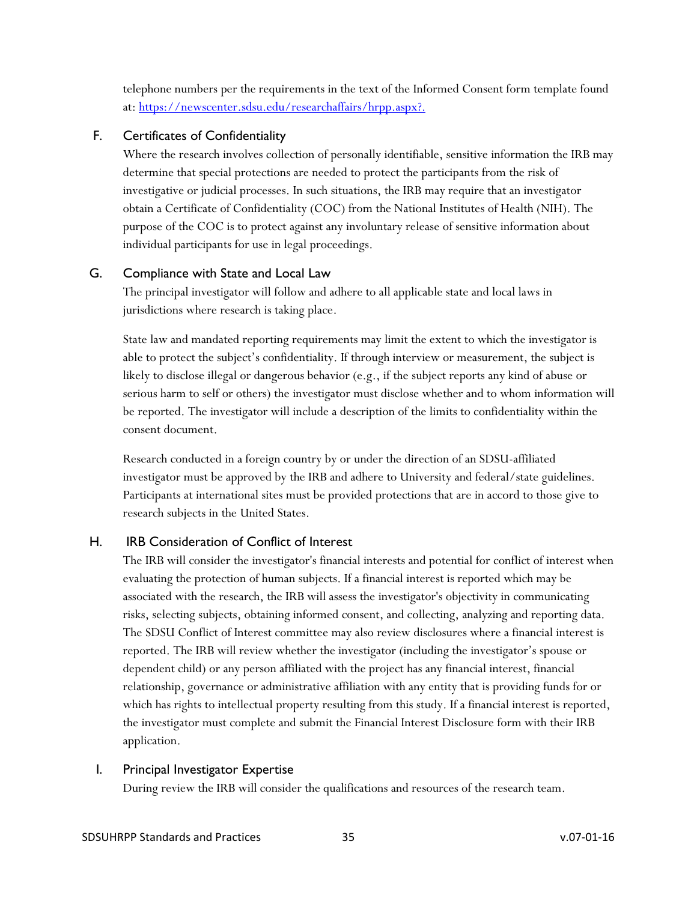telephone numbers per the requirements in the text of the Informed Consent form template found at: [https://newscenter.sdsu.edu/researchaffairs/hrpp.aspx?.](https://newscenter.sdsu.edu/researchaffairs/hrpp.aspx?.)

### F. Certificates of Confidentiality

Where the research involves collection of personally identifiable, sensitive information the IRB may determine that special protections are needed to protect the participants from the risk of investigative or judicial processes. In such situations, the IRB may require that an investigator obtain a Certificate of Confidentiality (COC) from the National Institutes of Health (NIH). The purpose of the COC is to protect against any involuntary release of sensitive information about individual participants for use in legal proceedings.

### G. Compliance with State and Local Law

The principal investigator will follow and adhere to all applicable state and local laws in jurisdictions where research is taking place.

State law and mandated reporting requirements may limit the extent to which the investigator is able to protect the subject's confidentiality. If through interview or measurement, the subject is likely to disclose illegal or dangerous behavior (e.g., if the subject reports any kind of abuse or serious harm to self or others) the investigator must disclose whether and to whom information will be reported. The investigator will include a description of the limits to confidentiality within the consent document.

Research conducted in a foreign country by or under the direction of an SDSU-affiliated investigator must be approved by the IRB and adhere to University and federal/state guidelines. Participants at international sites must be provided protections that are in accord to those give to research subjects in the United States.

### H. IRB Consideration of Conflict of Interest

The IRB will consider the investigator's financial interests and potential for conflict of interest when evaluating the protection of human subjects. If a financial interest is reported which may be associated with the research, the IRB will assess the investigator's objectivity in communicating risks, selecting subjects, obtaining informed consent, and collecting, analyzing and reporting data. The SDSU Conflict of Interest committee may also review disclosures where a financial interest is reported. The IRB will review whether the investigator (including the investigator's spouse or dependent child) or any person affiliated with the project has any financial interest, financial relationship, governance or administrative affiliation with any entity that is providing funds for or which has rights to intellectual property resulting from this study. If a financial interest is reported, the investigator must complete and submit the Financial Interest Disclosure form with their IRB application.

### I. Principal Investigator Expertise

During review the IRB will consider the qualifications and resources of the research team.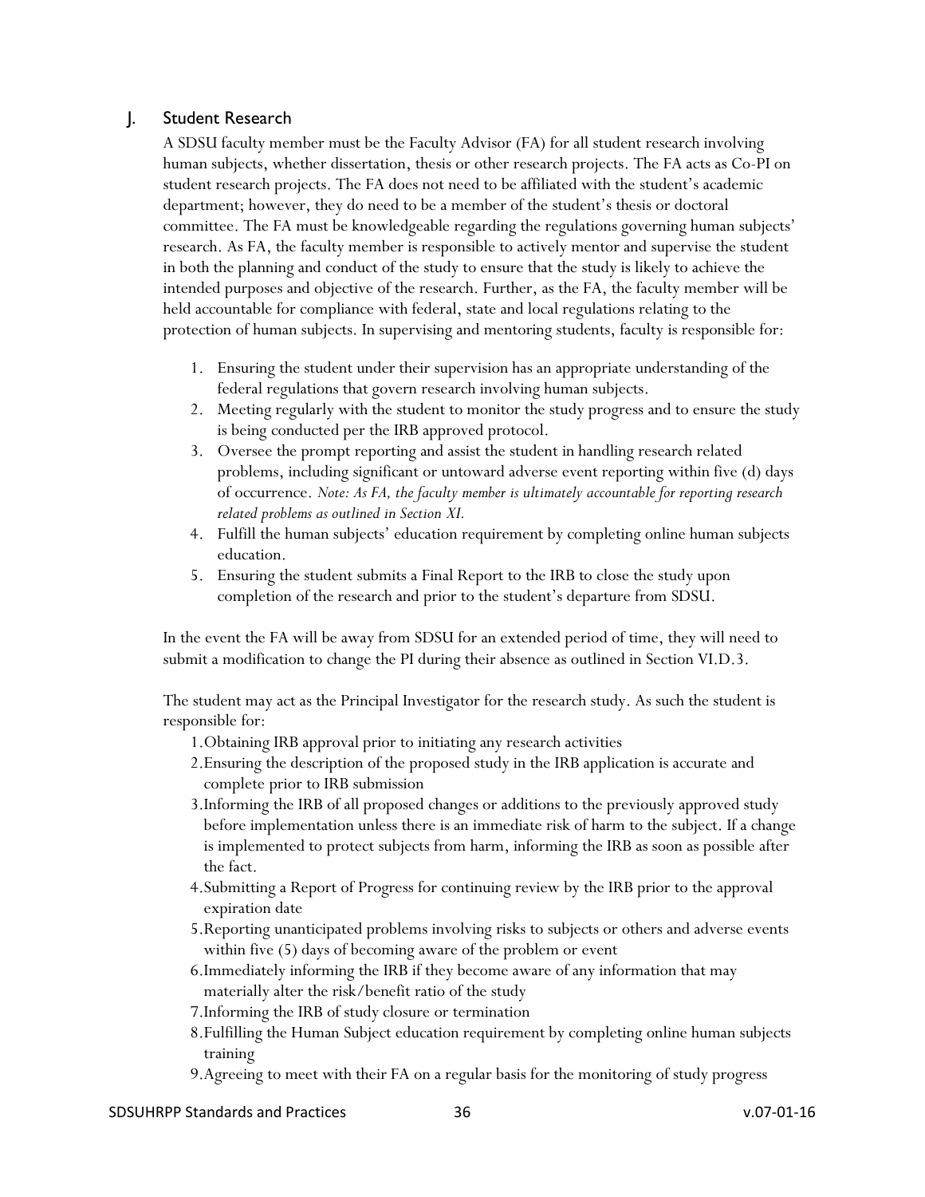## J. Student Research

A SDSU faculty member must be the Faculty Advisor (FA) for all student research involving human subjects, whether dissertation, thesis or other research projects. The FA acts as Co-PI on student research projects. The FA does not need to be affiliated with the student's academic department; however, they do need to be a member of the student's thesis or doctoral committee. The FA must be knowledgeable regarding the regulations governing human subjects' research. As FA, the faculty member is responsible to actively mentor and supervise the student in both the planning and conduct of the study to ensure that the study is likely to achieve the intended purposes and objective of the research. Further, as the FA, the faculty member will be held accountable for compliance with federal, state and local regulations relating to the protection of human subjects. In supervising and mentoring students, faculty is responsible for:

1. Ensuring the student under their supervision has an appropriate understanding of the federal regulations that govern research involving human subjects.
2. Meeting regularly with the student to monitor the study progress and to ensure the study is being conducted per the IRB approved protocol.
3. Oversee the prompt reporting and assist the student in handling research related problems, including significant or untoward adverse event reporting within five (d) days of occurrence. *Note: As FA, the faculty member is ultimately accountable for reporting research related problems as outlined in Section XI.*
4. Fulfill the human subjects' education requirement by completing online human subjects education.
5. Ensuring the student submits a Final Report to the IRB to close the study upon completion of the research and prior to the student's departure from SDSU.

In the event the FA will be away from SDSU for an extended period of time, they will need to submit a modification to change the PI during their absence as outlined in Section VI.D.3.

The student may act as the Principal Investigator for the research study. As such the student is responsible for:

1. Obtaining IRB approval prior to initiating any research activities
2. Ensuring the description of the proposed study in the IRB application is accurate and complete prior to IRB submission
3. Informing the IRB of all proposed changes or additions to the previously approved study before implementation unless there is an immediate risk of harm to the subject. If a change is implemented to protect subjects from harm, informing the IRB as soon as possible after the fact.
4. Submitting a Report of Progress for continuing review by the IRB prior to the approval expiration date
5. Reporting unanticipated problems involving risks to subjects or others and adverse events within five (5) days of becoming aware of the problem or event
6. Immediately informing the IRB if they become aware of any information that may materially alter the risk/benefit ratio of the study
7. Informing the IRB of study closure or termination
8. Fulfilling the Human Subject education requirement by completing online human subjects training
9. Agreeing to meet with their FA on a regular basis for the monitoring of study progress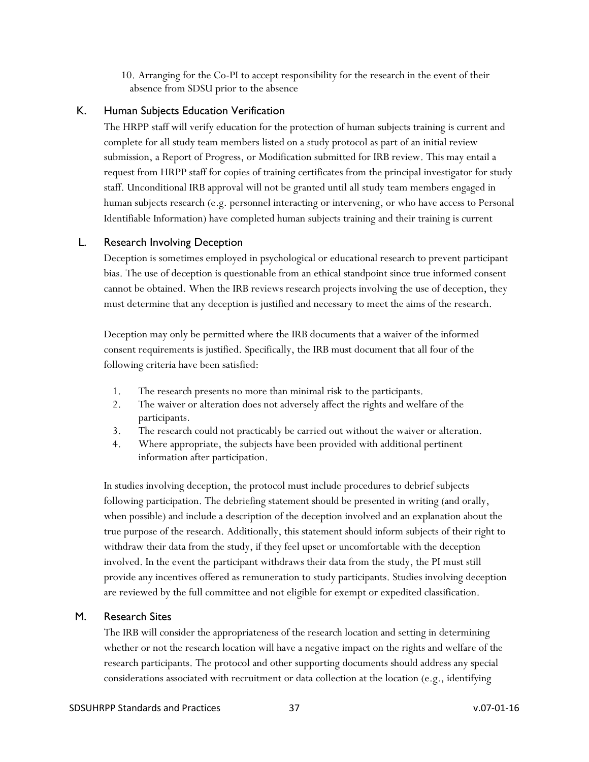10. Arranging for the Co-PI to accept responsibility for the research in the event of their absence from SDSU prior to the absence

### K. Human Subjects Education Verification

The HRPP staff will verify education for the protection of human subjects training is current and complete for all study team members listed on a study protocol as part of an initial review submission, a Report of Progress, or Modification submitted for IRB review. This may entail a request from HRPP staff for copies of training certificates from the principal investigator for study staff. Unconditional IRB approval will not be granted until all study team members engaged in human subjects research (e.g. personnel interacting or intervening, or who have access to Personal Identifiable Information) have completed human subjects training and their training is current

### L. Research Involving Deception

Deception is sometimes employed in psychological or educational research to prevent participant bias. The use of deception is questionable from an ethical standpoint since true informed consent cannot be obtained. When the IRB reviews research projects involving the use of deception, they must determine that any deception is justified and necessary to meet the aims of the research.

Deception may only be permitted where the IRB documents that a waiver of the informed consent requirements is justified. Specifically, the IRB must document that all four of the following criteria have been satisfied:

1. The research presents no more than minimal risk to the participants.
2. The waiver or alteration does not adversely affect the rights and welfare of the participants.
3. The research could not practicably be carried out without the waiver or alteration.
4. Where appropriate, the subjects have been provided with additional pertinent information after participation.

In studies involving deception, the protocol must include procedures to debrief subjects following participation. The debriefing statement should be presented in writing (and orally, when possible) and include a description of the deception involved and an explanation about the true purpose of the research. Additionally, this statement should inform subjects of their right to withdraw their data from the study, if they feel upset or uncomfortable with the deception involved. In the event the participant withdraws their data from the study, the PI must still provide any incentives offered as remuneration to study participants. Studies involving deception are reviewed by the full committee and not eligible for exempt or expedited classification.

### M. Research Sites

The IRB will consider the appropriateness of the research location and setting in determining whether or not the research location will have a negative impact on the rights and welfare of the research participants. The protocol and other supporting documents should address any special considerations associated with recruitment or data collection at the location (e.g., identifying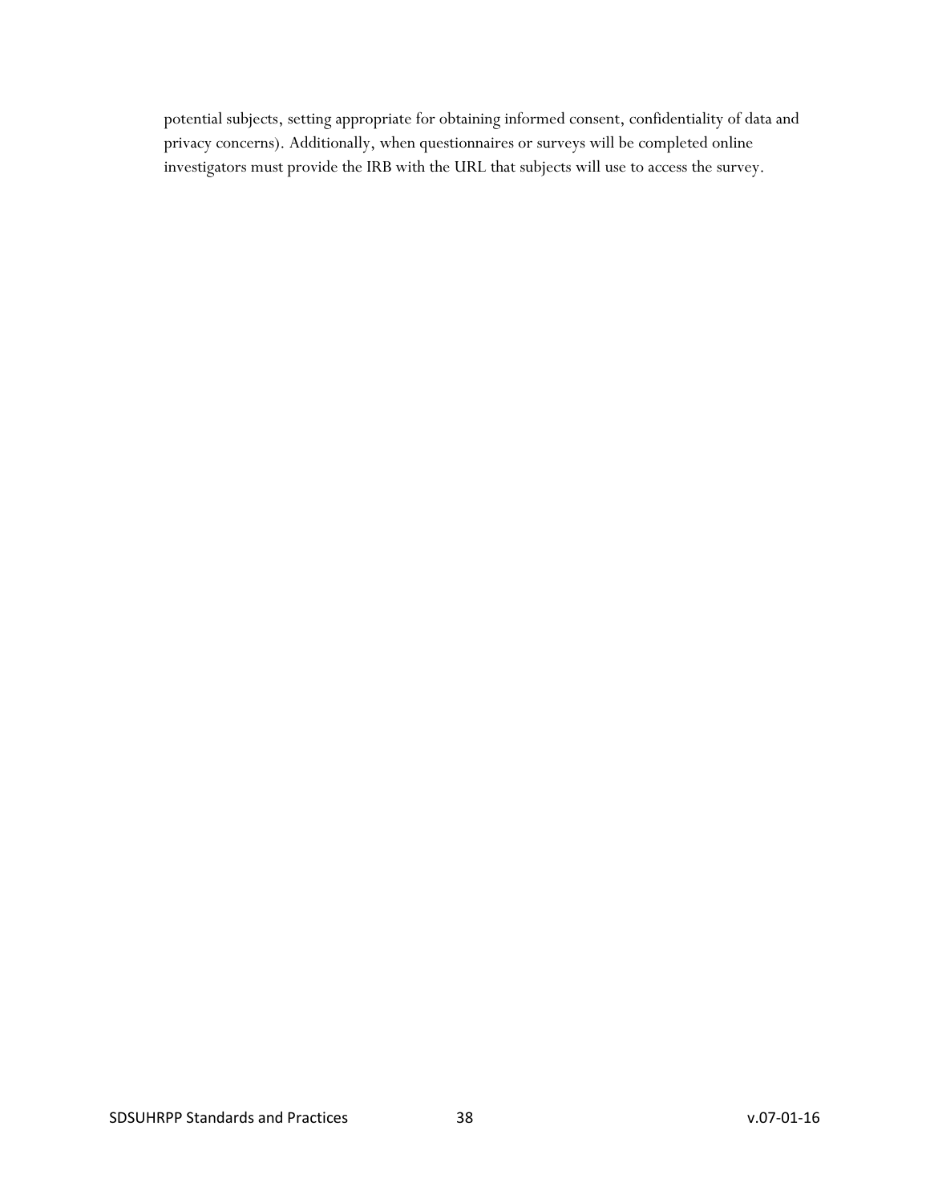potential subjects, setting appropriate for obtaining informed consent, confidentiality of data and privacy concerns). Additionally, when questionnaires or surveys will be completed online investigators must provide the IRB with the URL that subjects will use to access the survey.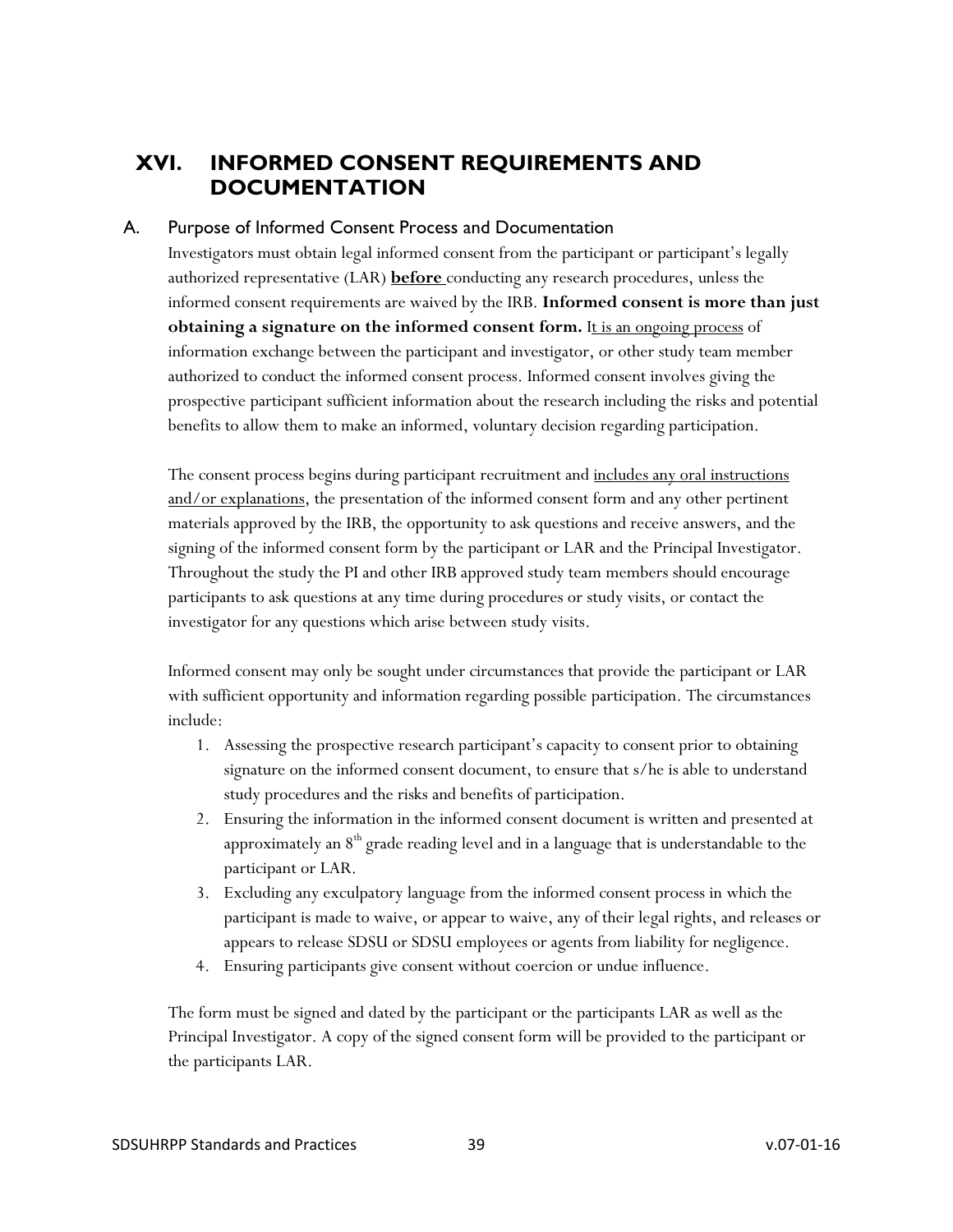# XVI. INFORMED CONSENT REQUIREMENTS AND DOCUMENTATION

## A. Purpose of Informed Consent Process and Documentation

Investigators must obtain legal informed consent from the participant or participant's legally authorized representative (LAR) **before** conducting any research procedures, unless the informed consent requirements are waived by the IRB. **Informed consent is more than just obtaining a signature on the informed consent form.** It is an ongoing process of information exchange between the participant and investigator, or other study team member authorized to conduct the informed consent process. Informed consent involves giving the prospective participant sufficient information about the research including the risks and potential benefits to allow them to make an informed, voluntary decision regarding participation.

The consent process begins during participant recruitment and includes any oral instructions and/or explanations, the presentation of the informed consent form and any other pertinent materials approved by the IRB, the opportunity to ask questions and receive answers, and the signing of the informed consent form by the participant or LAR and the Principal Investigator. Throughout the study the PI and other IRB approved study team members should encourage participants to ask questions at any time during procedures or study visits, or contact the investigator for any questions which arise between study visits.

Informed consent may only be sought under circumstances that provide the participant or LAR with sufficient opportunity and information regarding possible participation. The circumstances include:

1. Assessing the prospective research participant's capacity to consent prior to obtaining signature on the informed consent document, to ensure that s/he is able to understand study procedures and the risks and benefits of participation.
2. Ensuring the information in the informed consent document is written and presented at approximately an 8th grade reading level and in a language that is understandable to the participant or LAR.
3. Excluding any exculpatory language from the informed consent process in which the participant is made to waive, or appear to waive, any of their legal rights, and releases or appears to release SDSU or SDSU employees or agents from liability for negligence.
4. Ensuring participants give consent without coercion or undue influence.

The form must be signed and dated by the participant or the participants LAR as well as the Principal Investigator. A copy of the signed consent form will be provided to the participant or the participants LAR.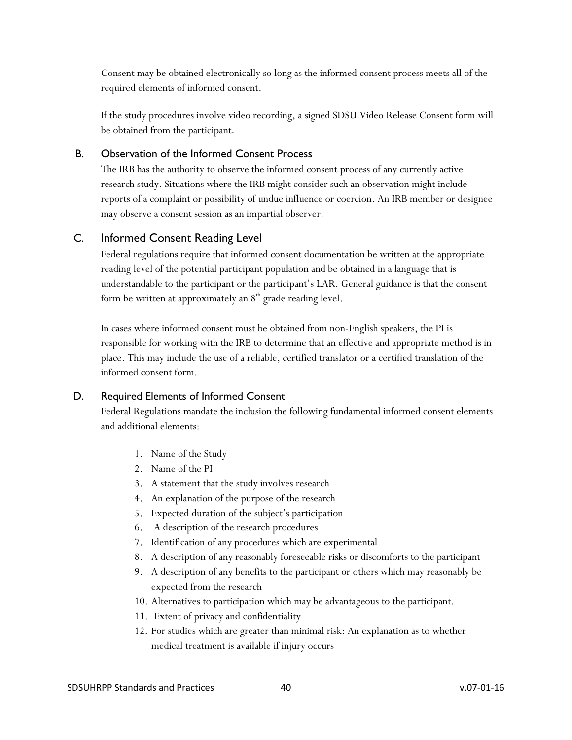Consent may be obtained electronically so long as the informed consent process meets all of the required elements of informed consent.

If the study procedures involve video recording, a signed SDSU Video Release Consent form will be obtained from the participant.

### B. Observation of the Informed Consent Process

The IRB has the authority to observe the informed consent process of any currently active research study. Situations where the IRB might consider such an observation might include reports of a complaint or possibility of undue influence or coercion. An IRB member or designee may observe a consent session as an impartial observer.

### C. Informed Consent Reading Level

Federal regulations require that informed consent documentation be written at the appropriate reading level of the potential participant population and be obtained in a language that is understandable to the participant or the participant's LAR. General guidance is that the consent form be written at approximately an 8th grade reading level.

In cases where informed consent must be obtained from non-English speakers, the PI is responsible for working with the IRB to determine that an effective and appropriate method is in place. This may include the use of a reliable, certified translator or a certified translation of the informed consent form.

### D. Required Elements of Informed Consent

Federal Regulations mandate the inclusion the following fundamental informed consent elements and additional elements:

1. Name of the Study
2. Name of the PI
3. A statement that the study involves research
4. An explanation of the purpose of the research
5. Expected duration of the subject's participation
6. A description of the research procedures
7. Identification of any procedures which are experimental
8. A description of any reasonably foreseeable risks or discomforts to the participant
9. A description of any benefits to the participant or others which may reasonably be expected from the research
10. Alternatives to participation which may be advantageous to the participant.
11. Extent of privacy and confidentiality
12. For studies which are greater than minimal risk: An explanation as to whether medical treatment is available if injury occurs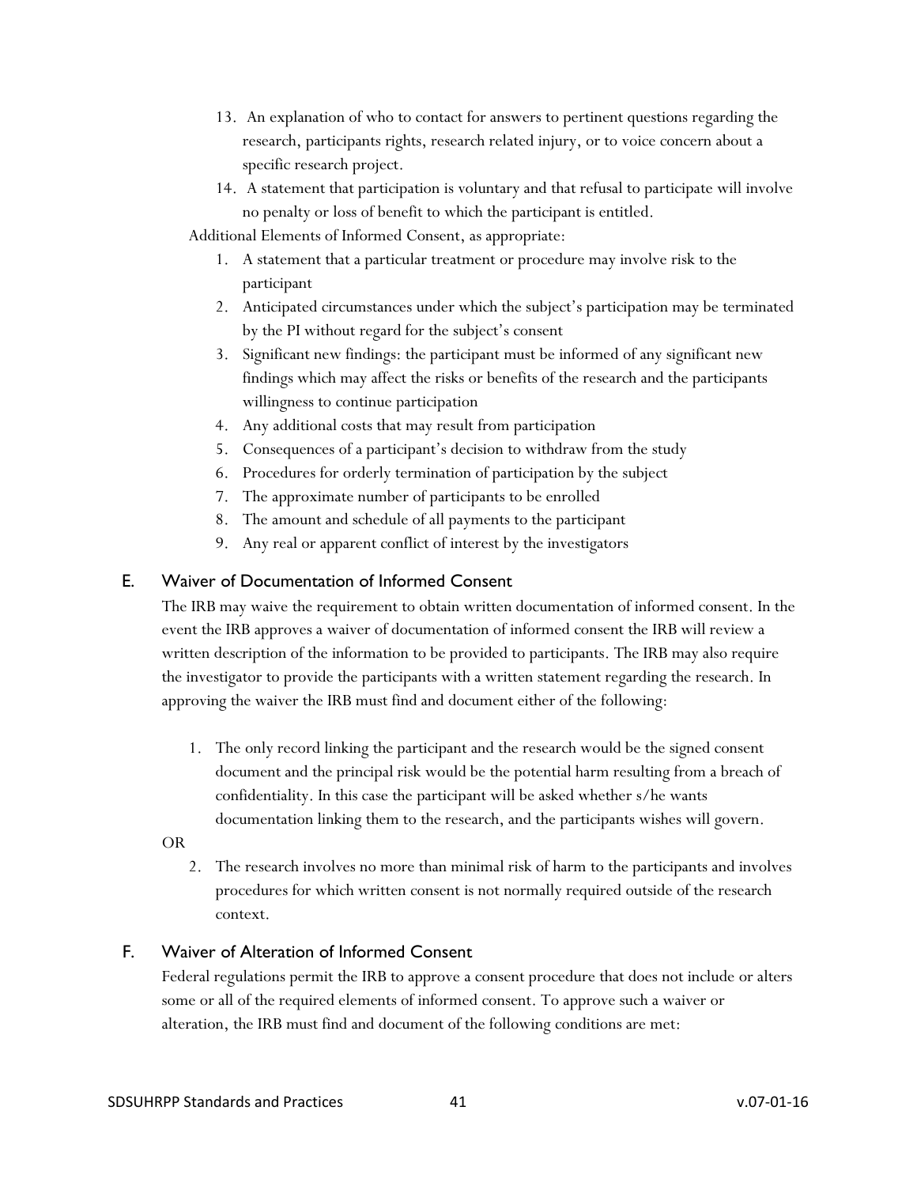13. An explanation of who to contact for answers to pertinent questions regarding the research, participants rights, research related injury, or to voice concern about a specific research project.
14. A statement that participation is voluntary and that refusal to participate will involve no penalty or loss of benefit to which the participant is entitled.

Additional Elements of Informed Consent, as appropriate:

1. A statement that a particular treatment or procedure may involve risk to the participant
2. Anticipated circumstances under which the subject's participation may be terminated by the PI without regard for the subject's consent
3. Significant new findings: the participant must be informed of any significant new findings which may affect the risks or benefits of the research and the participants willingness to continue participation
4. Any additional costs that may result from participation
5. Consequences of a participant's decision to withdraw from the study
6. Procedures for orderly termination of participation by the subject
7. The approximate number of participants to be enrolled
8. The amount and schedule of all payments to the participant
9. Any real or apparent conflict of interest by the investigators

## E. Waiver of Documentation of Informed Consent

The IRB may waive the requirement to obtain written documentation of informed consent. In the event the IRB approves a waiver of documentation of informed consent the IRB will review a written description of the information to be provided to participants. The IRB may also require the investigator to provide the participants with a written statement regarding the research. In approving the waiver the IRB must find and document either of the following:

1. The only record linking the participant and the research would be the signed consent document and the principal risk would be the potential harm resulting from a breach of confidentiality. In this case the participant will be asked whether s/he wants documentation linking them to the research, and the participants wishes will govern.

OR

2. The research involves no more than minimal risk of harm to the participants and involves procedures for which written consent is not normally required outside of the research context.

## F. Waiver of Alteration of Informed Consent

Federal regulations permit the IRB to approve a consent procedure that does not include or alters some or all of the required elements of informed consent. To approve such a waiver or alteration, the IRB must find and document of the following conditions are met: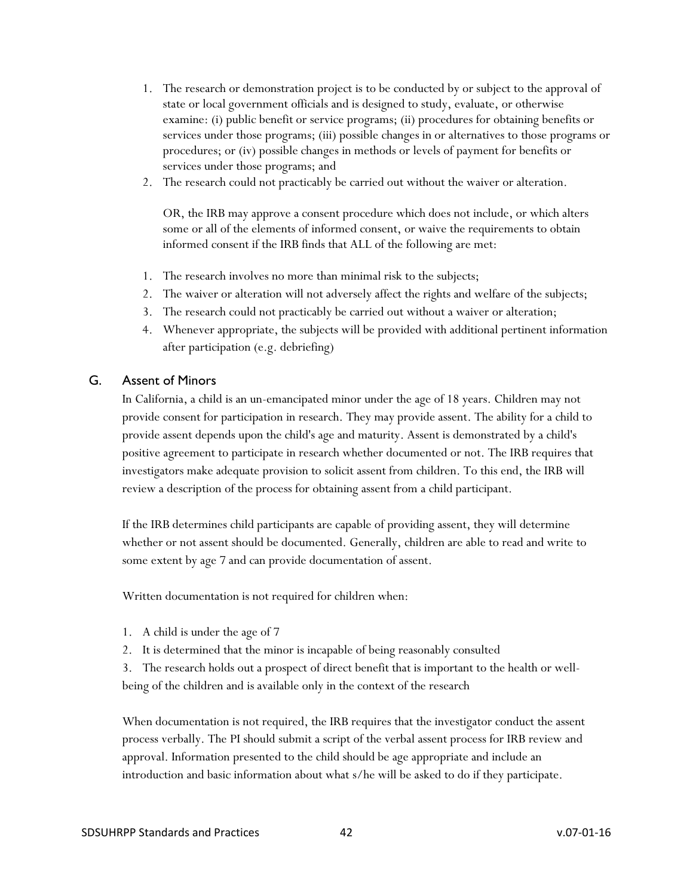1. The research or demonstration project is to be conducted by or subject to the approval of state or local government officials and is designed to study, evaluate, or otherwise examine: (i) public benefit or service programs; (ii) procedures for obtaining benefits or services under those programs; (iii) possible changes in or alternatives to those programs or procedures; or (iv) possible changes in methods or levels of payment for benefits or services under those programs; and
2. The research could not practicably be carried out without the waiver or alteration.

   OR, the IRB may approve a consent procedure which does not include, or which alters some or all of the elements of informed consent, or waive the requirements to obtain informed consent if the IRB finds that ALL of the following are met:

1. The research involves no more than minimal risk to the subjects;
2. The waiver or alteration will not adversely affect the rights and welfare of the subjects;
3. The research could not practicably be carried out without a waiver or alteration;
4. Whenever appropriate, the subjects will be provided with additional pertinent information after participation (e.g. debriefing)

## G. Assent of Minors

In California, a child is an un-emancipated minor under the age of 18 years. Children may not provide consent for participation in research. They may provide assent. The ability for a child to provide assent depends upon the child's age and maturity. Assent is demonstrated by a child's positive agreement to participate in research whether documented or not. The IRB requires that investigators make adequate provision to solicit assent from children. To this end, the IRB will review a description of the process for obtaining assent from a child participant.

If the IRB determines child participants are capable of providing assent, they will determine whether or not assent should be documented. Generally, children are able to read and write to some extent by age 7 and can provide documentation of assent.

Written documentation is not required for children when:

1. A child is under the age of 7
2. It is determined that the minor is incapable of being reasonably consulted
3. The research holds out a prospect of direct benefit that is important to the health or well-being of the children and is available only in the context of the research

When documentation is not required, the IRB requires that the investigator conduct the assent process verbally. The PI should submit a script of the verbal assent process for IRB review and approval. Information presented to the child should be age appropriate and include an introduction and basic information about what s/he will be asked to do if they participate.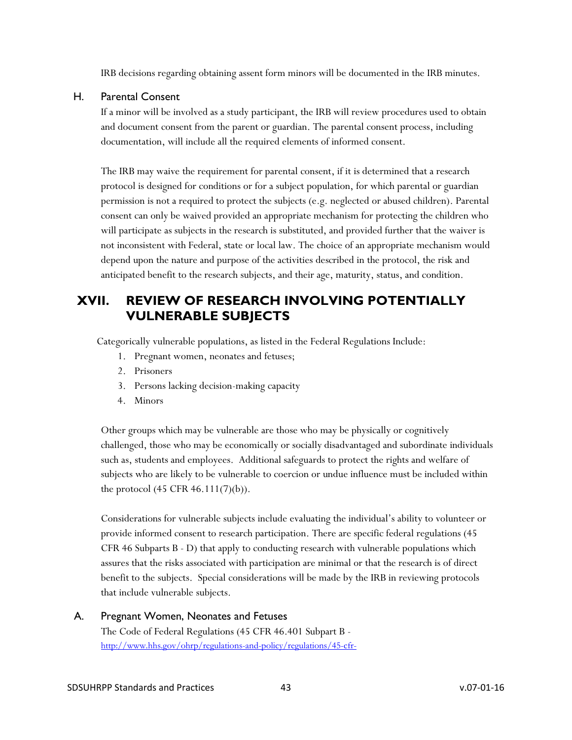IRB decisions regarding obtaining assent form minors will be documented in the IRB minutes.

### H. Parental Consent

If a minor will be involved as a study participant, the IRB will review procedures used to obtain and document consent from the parent or guardian. The parental consent process, including documentation, will include all the required elements of informed consent.

The IRB may waive the requirement for parental consent, if it is determined that a research protocol is designed for conditions or for a subject population, for which parental or guardian permission is not a required to protect the subjects (e.g. neglected or abused children). Parental consent can only be waived provided an appropriate mechanism for protecting the children who will participate as subjects in the research is substituted, and provided further that the waiver is not inconsistent with Federal, state or local law. The choice of an appropriate mechanism would depend upon the nature and purpose of the activities described in the protocol, the risk and anticipated benefit to the research subjects, and their age, maturity, status, and condition.

## XVII. REVIEW OF RESEARCH INVOLVING POTENTIALLY VULNERABLE SUBJECTS

Categorically vulnerable populations, as listed in the Federal Regulations Include:

1. Pregnant women, neonates and fetuses;
2. Prisoners
3. Persons lacking decision-making capacity
4. Minors

Other groups which may be vulnerable are those who may be physically or cognitively challenged, those who may be economically or socially disadvantaged and subordinate individuals such as, students and employees. Additional safeguards to protect the rights and welfare of subjects who are likely to be vulnerable to coercion or undue influence must be included within the protocol (45 CFR 46.111(7)(b)).

Considerations for vulnerable subjects include evaluating the individual's ability to volunteer or provide informed consent to research participation. There are specific federal regulations (45 CFR 46 Subparts B - D) that apply to conducting research with vulnerable populations which assures that the risks associated with participation are minimal or that the research is of direct benefit to the subjects. Special considerations will be made by the IRB in reviewing protocols that include vulnerable subjects.

### A. Pregnant Women, Neonates and Fetuses

The Code of Federal Regulations (45 CFR 46.401 Subpart B - http://www.hhs.gov/ohrp/regulations-and-policy/regulations/45-cfr-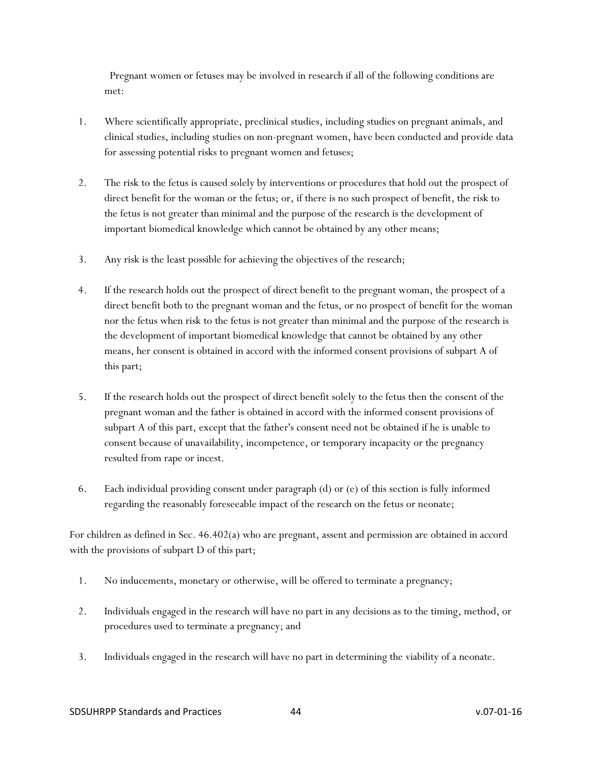Pregnant women or fetuses may be involved in research if all of the following conditions are met:

1. Where scientifically appropriate, preclinical studies, including studies on pregnant animals, and clinical studies, including studies on non-pregnant women, have been conducted and provide data for assessing potential risks to pregnant women and fetuses;

2. The risk to the fetus is caused solely by interventions or procedures that hold out the prospect of direct benefit for the woman or the fetus; or, if there is no such prospect of benefit, the risk to the fetus is not greater than minimal and the purpose of the research is the development of important biomedical knowledge which cannot be obtained by any other means;

3. Any risk is the least possible for achieving the objectives of the research;

4. If the research holds out the prospect of direct benefit to the pregnant woman, the prospect of a direct benefit both to the pregnant woman and the fetus, or no prospect of benefit for the woman nor the fetus when risk to the fetus is not greater than minimal and the purpose of the research is the development of important biomedical knowledge that cannot be obtained by any other means, her consent is obtained in accord with the informed consent provisions of subpart A of this part;

5. If the research holds out the prospect of direct benefit solely to the fetus then the consent of the pregnant woman and the father is obtained in accord with the informed consent provisions of subpart A of this part, except that the father's consent need not be obtained if he is unable to consent because of unavailability, incompetence, or temporary incapacity or the pregnancy resulted from rape or incest.

6. Each individual providing consent under paragraph (d) or (e) of this section is fully informed regarding the reasonably foreseeable impact of the research on the fetus or neonate;

For children as defined in Sec. 46.402(a) who are pregnant, assent and permission are obtained in accord with the provisions of subpart D of this part;

1. No inducements, monetary or otherwise, will be offered to terminate a pregnancy;

2. Individuals engaged in the research will have no part in any decisions as to the timing, method, or procedures used to terminate a pregnancy; and

3. Individuals engaged in the research will have no part in determining the viability of a neonate.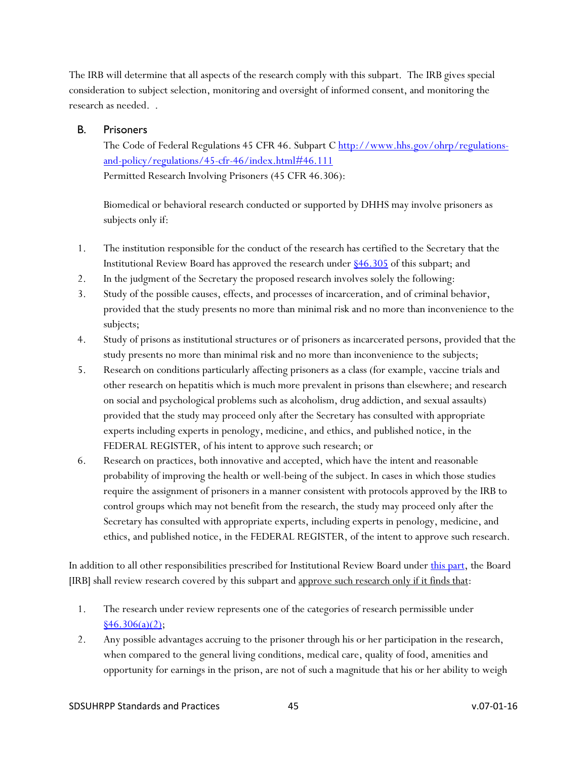The IRB will determine that all aspects of the research comply with this subpart. The IRB gives special consideration to subject selection, monitoring and oversight of informed consent, and monitoring the research as needed. .

### B. Prisoners

The Code of Federal Regulations 45 CFR 46. Subpart C [http://www.hhs.gov/ohrp/regulations-and-policy/regulations/45-cfr-46/index.html#46.111](http://www.hhs.gov/ohrp/regulations-and-policy/regulations/45-cfr-46/index.html#46.111)
Permitted Research Involving Prisoners (45 CFR 46.306):

Biomedical or behavioral research conducted or supported by DHHS may involve prisoners as subjects only if:

1. The institution responsible for the conduct of the research has certified to the Secretary that the Institutional Review Board has approved the research under §46.305 of this subpart; and
2. In the judgment of the Secretary the proposed research involves solely the following:
3. Study of the possible causes, effects, and processes of incarceration, and of criminal behavior, provided that the study presents no more than minimal risk and no more than inconvenience to the subjects;
4. Study of prisons as institutional structures or of prisoners as incarcerated persons, provided that the study presents no more than minimal risk and no more than inconvenience to the subjects;
5. Research on conditions particularly affecting prisoners as a class (for example, vaccine trials and other research on hepatitis which is much more prevalent in prisons than elsewhere; and research on social and psychological problems such as alcoholism, drug addiction, and sexual assaults) provided that the study may proceed only after the Secretary has consulted with appropriate experts including experts in penology, medicine, and ethics, and published notice, in the FEDERAL REGISTER, of his intent to approve such research; or
6. Research on practices, both innovative and accepted, which have the intent and reasonable probability of improving the health or well-being of the subject. In cases in which those studies require the assignment of prisoners in a manner consistent with protocols approved by the IRB to control groups which may not benefit from the research, the study may proceed only after the Secretary has consulted with appropriate experts, including experts in penology, medicine, and ethics, and published notice, in the FEDERAL REGISTER, of the intent to approve such research.

In addition to all other responsibilities prescribed for Institutional Review Board under this part, the Board [IRB] shall review research covered by this subpart and approve such research only if it finds that:

1. The research under review represents one of the categories of research permissible under §46.306(a)(2);
2. Any possible advantages accruing to the prisoner through his or her participation in the research, when compared to the general living conditions, medical care, quality of food, amenities and opportunity for earnings in the prison, are not of such a magnitude that his or her ability to weigh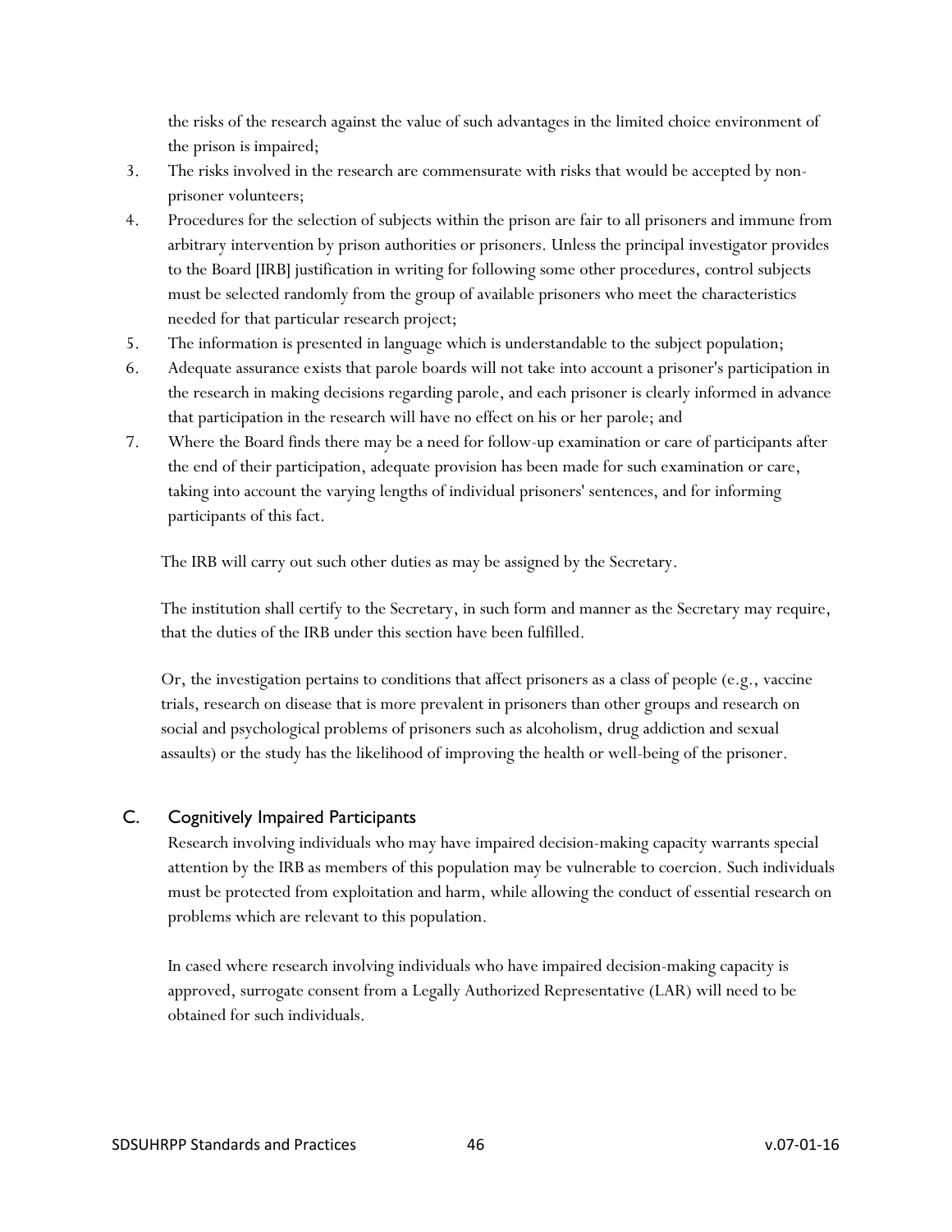the risks of the research against the value of such advantages in the limited choice environment of the prison is impaired;

3. The risks involved in the research are commensurate with risks that would be accepted by non-prisoner volunteers;
4. Procedures for the selection of subjects within the prison are fair to all prisoners and immune from arbitrary intervention by prison authorities or prisoners. Unless the principal investigator provides to the Board [IRB] justification in writing for following some other procedures, control subjects must be selected randomly from the group of available prisoners who meet the characteristics needed for that particular research project;
5. The information is presented in language which is understandable to the subject population;
6. Adequate assurance exists that parole boards will not take into account a prisoner's participation in the research in making decisions regarding parole, and each prisoner is clearly informed in advance that participation in the research will have no effect on his or her parole; and
7. Where the Board finds there may be a need for follow-up examination or care of participants after the end of their participation, adequate provision has been made for such examination or care, taking into account the varying lengths of individual prisoners' sentences, and for informing participants of this fact.

The IRB will carry out such other duties as may be assigned by the Secretary.

The institution shall certify to the Secretary, in such form and manner as the Secretary may require, that the duties of the IRB under this section have been fulfilled.

Or, the investigation pertains to conditions that affect prisoners as a class of people (e.g., vaccine trials, research on disease that is more prevalent in prisoners than other groups and research on social and psychological problems of prisoners such as alcoholism, drug addiction and sexual assaults) or the study has the likelihood of improving the health or well-being of the prisoner.

## C. Cognitively Impaired Participants

Research involving individuals who may have impaired decision-making capacity warrants special attention by the IRB as members of this population may be vulnerable to coercion. Such individuals must be protected from exploitation and harm, while allowing the conduct of essential research on problems which are relevant to this population.

In cased where research involving individuals who have impaired decision-making capacity is approved, surrogate consent from a Legally Authorized Representative (LAR) will need to be obtained for such individuals.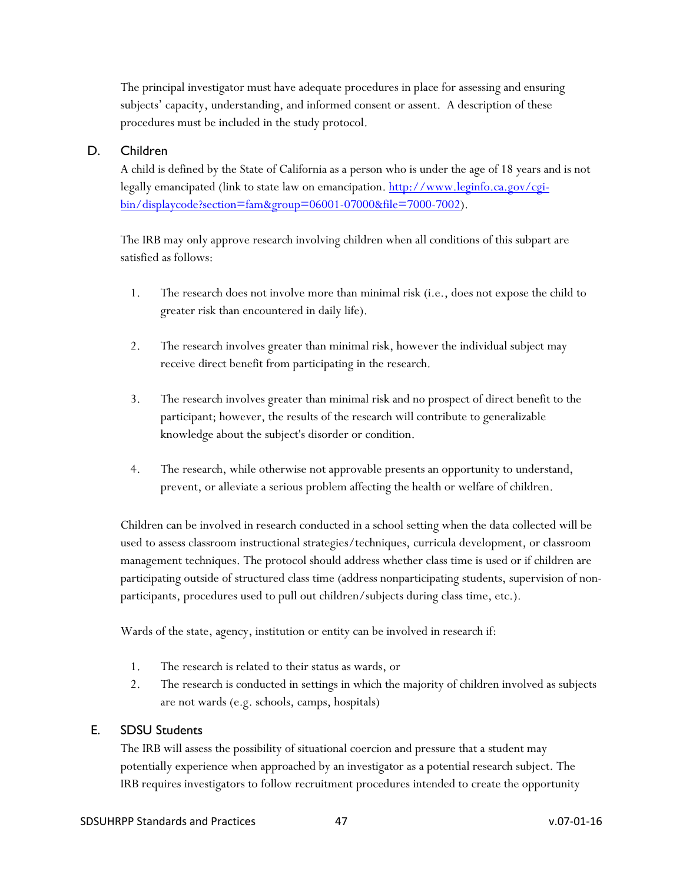The principal investigator must have adequate procedures in place for assessing and ensuring subjects' capacity, understanding, and informed consent or assent. A description of these procedures must be included in the study protocol.

## D. Children

A child is defined by the State of California as a person who is under the age of 18 years and is not legally emancipated (link to state law on emancipation. [http://www.leginfo.ca.gov/cgi-bin/displaycode?section=fam&group=06001-07000&file=7000-7002](http://www.leginfo.ca.gov/cgi-bin/displaycode?section=fam&group=06001-07000&file=7000-7002)).

The IRB may only approve research involving children when all conditions of this subpart are satisfied as follows:

1. The research does not involve more than minimal risk (i.e., does not expose the child to greater risk than encountered in daily life).

2. The research involves greater than minimal risk, however the individual subject may receive direct benefit from participating in the research.

3. The research involves greater than minimal risk and no prospect of direct benefit to the participant; however, the results of the research will contribute to generalizable knowledge about the subject's disorder or condition.

4. The research, while otherwise not approvable presents an opportunity to understand, prevent, or alleviate a serious problem affecting the health or welfare of children.

Children can be involved in research conducted in a school setting when the data collected will be used to assess classroom instructional strategies/techniques, curricula development, or classroom management techniques. The protocol should address whether class time is used or if children are participating outside of structured class time (address nonparticipating students, supervision of non-participants, procedures used to pull out children/subjects during class time, etc.).

Wards of the state, agency, institution or entity can be involved in research if:

1. The research is related to their status as wards, or
2. The research is conducted in settings in which the majority of children involved as subjects are not wards (e.g. schools, camps, hospitals)

## E. SDSU Students

The IRB will assess the possibility of situational coercion and pressure that a student may potentially experience when approached by an investigator as a potential research subject. The IRB requires investigators to follow recruitment procedures intended to create the opportunity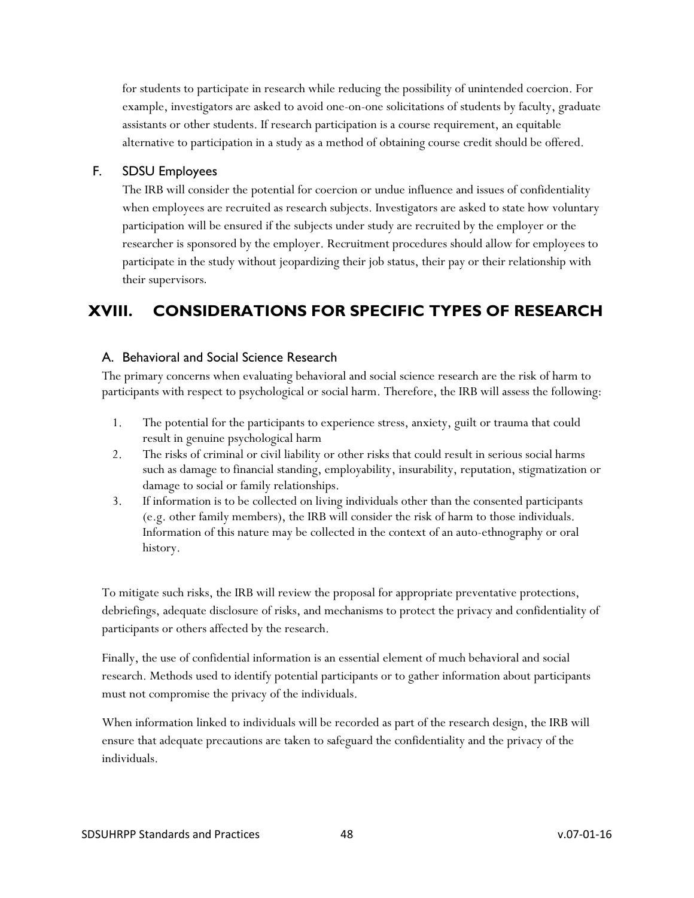for students to participate in research while reducing the possibility of unintended coercion. For example, investigators are asked to avoid one-on-one solicitations of students by faculty, graduate assistants or other students. If research participation is a course requirement, an equitable alternative to participation in a study as a method of obtaining course credit should be offered.

### F. SDSU Employees

The IRB will consider the potential for coercion or undue influence and issues of confidentiality when employees are recruited as research subjects. Investigators are asked to state how voluntary participation will be ensured if the subjects under study are recruited by the employer or the researcher is sponsored by the employer. Recruitment procedures should allow for employees to participate in the study without jeopardizing their job status, their pay or their relationship with their supervisors.

## XVIII. CONSIDERATIONS FOR SPECIFIC TYPES OF RESEARCH

### A. Behavioral and Social Science Research

The primary concerns when evaluating behavioral and social science research are the risk of harm to participants with respect to psychological or social harm. Therefore, the IRB will assess the following:

1. The potential for the participants to experience stress, anxiety, guilt or trauma that could result in genuine psychological harm
2. The risks of criminal or civil liability or other risks that could result in serious social harms such as damage to financial standing, employability, insurability, reputation, stigmatization or damage to social or family relationships.
3. If information is to be collected on living individuals other than the consented participants (e.g. other family members), the IRB will consider the risk of harm to those individuals. Information of this nature may be collected in the context of an auto-ethnography or oral history.

To mitigate such risks, the IRB will review the proposal for appropriate preventative protections, debriefings, adequate disclosure of risks, and mechanisms to protect the privacy and confidentiality of participants or others affected by the research.

Finally, the use of confidential information is an essential element of much behavioral and social research. Methods used to identify potential participants or to gather information about participants must not compromise the privacy of the individuals.

When information linked to individuals will be recorded as part of the research design, the IRB will ensure that adequate precautions are taken to safeguard the confidentiality and the privacy of the individuals.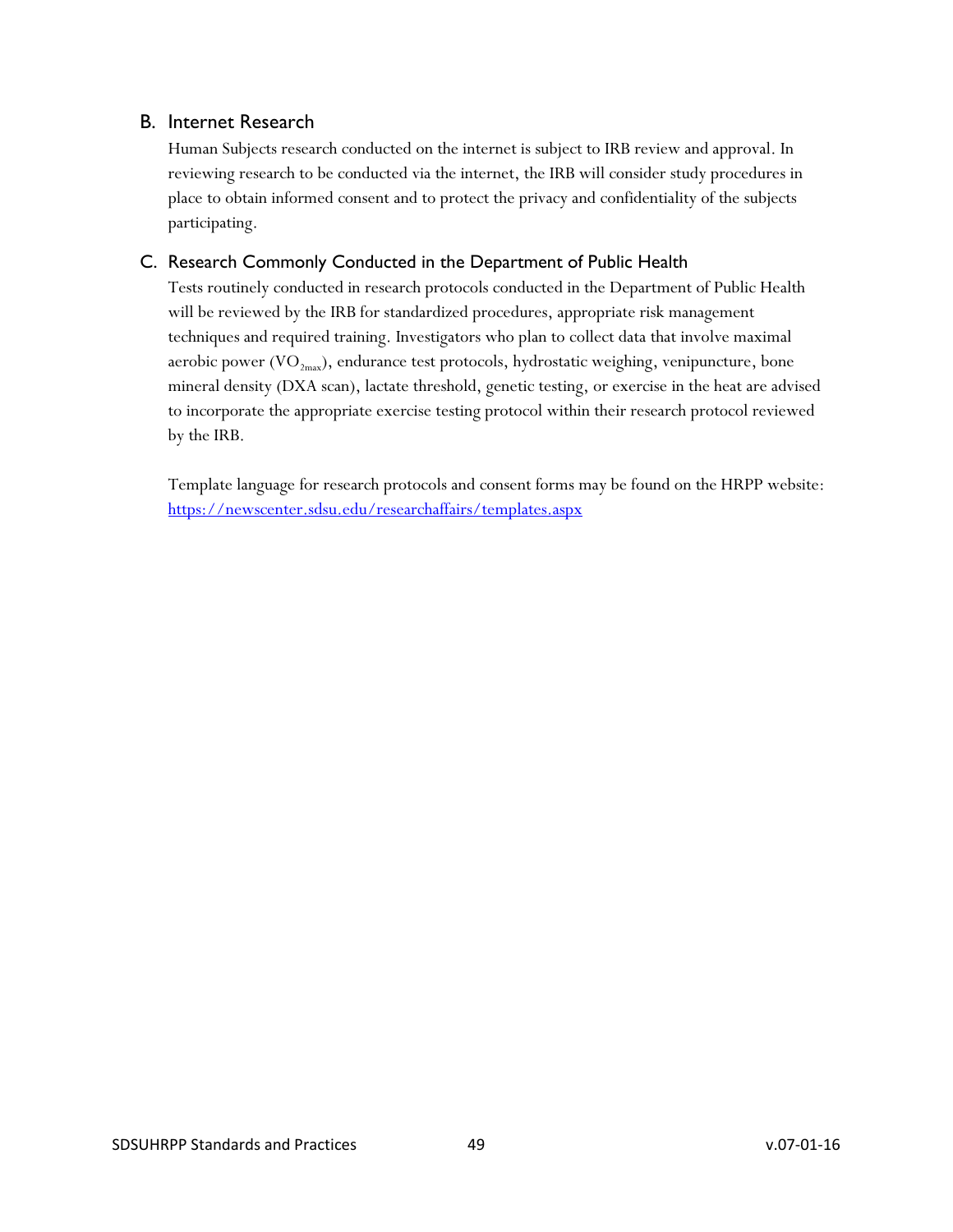## B. Internet Research

Human Subjects research conducted on the internet is subject to IRB review and approval. In reviewing research to be conducted via the internet, the IRB will consider study procedures in place to obtain informed consent and to protect the privacy and confidentiality of the subjects participating.

## C. Research Commonly Conducted in the Department of Public Health

Tests routinely conducted in research protocols conducted in the Department of Public Health will be reviewed by the IRB for standardized procedures, appropriate risk management techniques and required training. Investigators who plan to collect data that involve maximal aerobic power ($VO_{2max}$), endurance test protocols, hydrostatic weighing, venipuncture, bone mineral density (DXA scan), lactate threshold, genetic testing, or exercise in the heat are advised to incorporate the appropriate exercise testing protocol within their research protocol reviewed by the IRB.

Template language for research protocols and consent forms may be found on the HRPP website: [https://newscenter.sdsu.edu/researchaffairs/templates.aspx](https://newscenter.sdsu.edu/researchaffairs/templates.aspx)